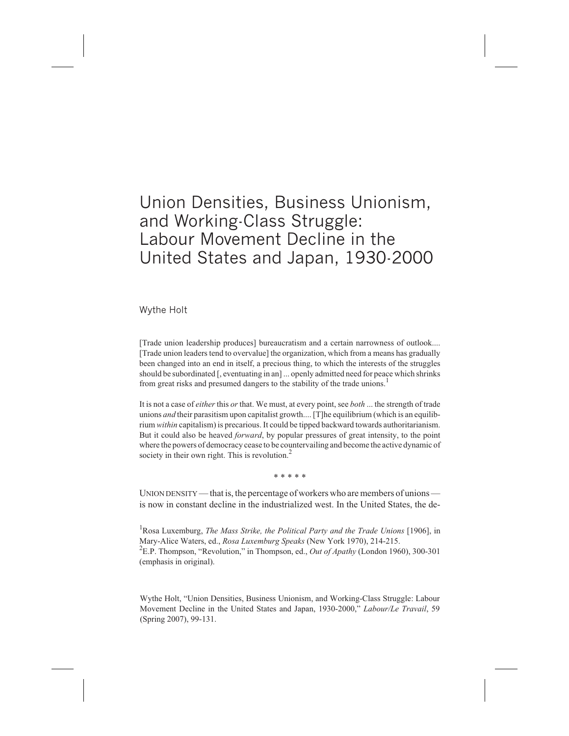# Union Densities, Business Unionism, and Working-Class Struggle: Labour Movement Decline in the United States and Japan, 1930-2000

Wythe Holt

[Trade union leadership produces] bureaucratism and a certain narrowness of outlook.... [Trade union leaders tend to overvalue] the organization, which from a means has gradually been changed into an end in itself, a precious thing, to which the interests of the struggles should be subordinated [, eventuating in an] ... openly admitted need for peace which shrinks from great risks and presumed dangers to the stability of the trade unions.[1]

It is not a case of *either* this *or* that. We must, at every point, see *both* ... the strength of trade unions *and* their parasitism upon capitalist growth.... [T]he equilibrium (which is an equilibrium *within* capitalism) is precarious. It could be tipped backward towards authoritarianism. But it could also be heaved *forward*, by popular pressures of great intensity, to the point where the powers of democracy cease to be countervailing and become the active dynamic of society in their own right. This is revolution.[2]

\* \* \* \* \*

UNION DENSITY — that is, the percentage of workers who are members of unions — is now in constant decline in the industrialized west. In the United States, the de-

[1] Rosa Luxemburg, *The Mass Strike, the Political Party and the Trade Unions* [1906], in Mary-Alice Waters, ed., *Rosa Luxemburg Speaks* (New York 1970), 214-215.

[2] E.P. Thompson, "Revolution," in Thompson, ed., *Out of Apathy* (London 1960), 300-301 (emphasis in original).

Wythe Holt, "Union Densities, Business Unionism, and Working-Class Struggle: Labour Movement Decline in the United States and Japan, 1930-2000," *Labour/Le Travail*, 59 (Spring 2007), 99-131.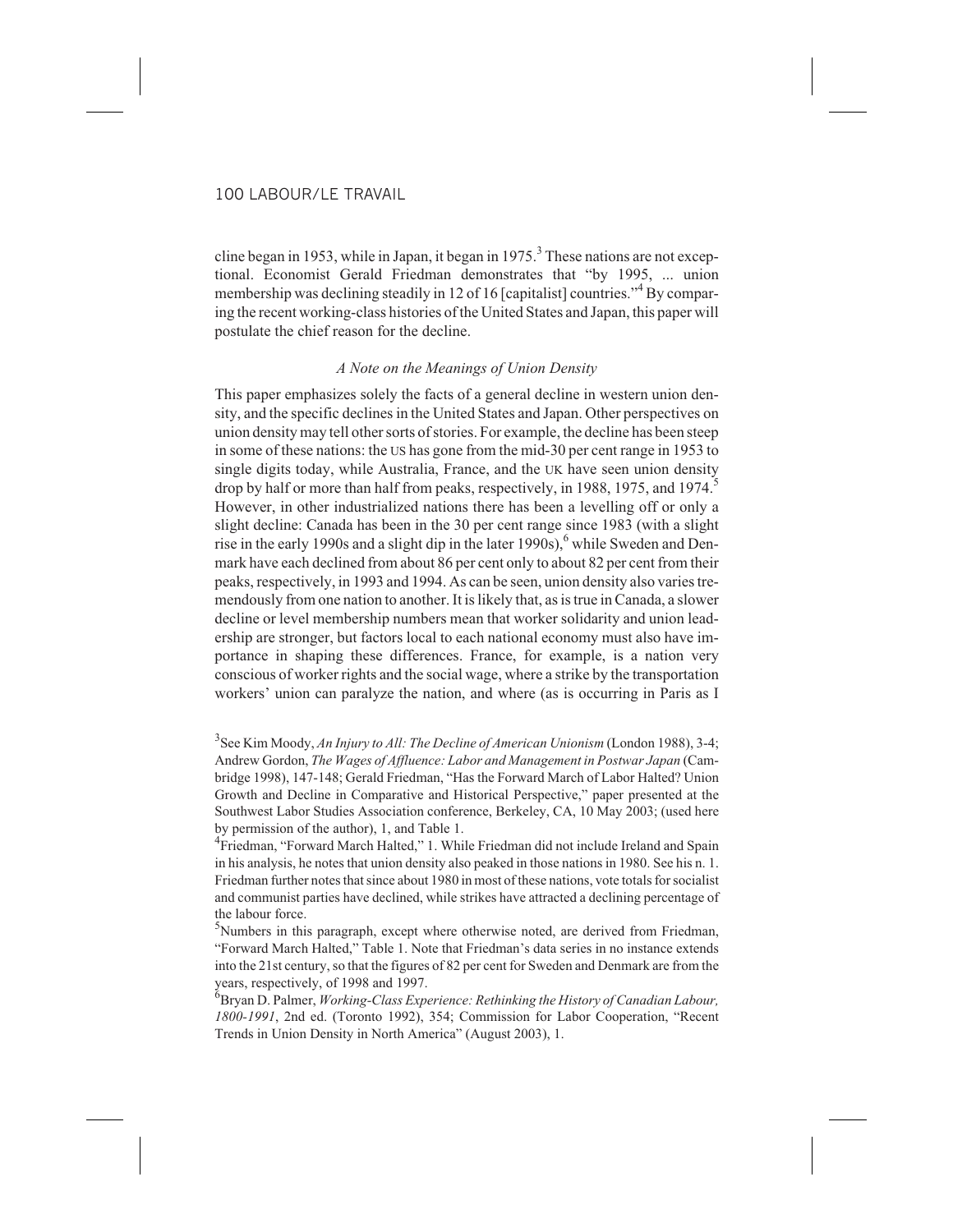cline began in 1953, while in Japan, it began in 1975.[3] These nations are not exceptional. Economist Gerald Friedman demonstrates that "by 1995, ... union membership was declining steadily in 12 of 16 [capitalist] countries."[4] By comparing the recent working-class histories of the United States and Japan, this paper will postulate the chief reason for the decline.

### *A Note on the Meanings of Union Density*

This paper emphasizes solely the facts of a general decline in western union density, and the specific declines in the United States and Japan. Other perspectives on union density may tell other sorts of stories. For example, the decline has been steep in some of these nations: the US has gone from the mid-30 per cent range in 1953 to single digits today, while Australia, France, and the UK have seen union density drop by half or more than half from peaks, respectively, in 1988, 1975, and 1974.[5] However, in other industrialized nations there has been a levelling off or only a slight decline: Canada has been in the 30 per cent range since 1983 (with a slight rise in the early 1990s and a slight dip in the later 1990s),[6] while Sweden and Denmark have each declined from about 86 per cent only to about 82 per cent from their peaks, respectively, in 1993 and 1994. As can be seen, union density also varies tremendously from one nation to another. It is likely that, as is true in Canada, a slower decline or level membership numbers mean that worker solidarity and union leadership are stronger, but factors local to each national economy must also have importance in shaping these differences. France, for example, is a nation very conscious of worker rights and the social wage, where a strike by the transportation workers' union can paralyze the nation, and where (as is occurring in Paris as I

---

[3]See Kim Moody, *An Injury to All: The Decline of American Unionism* (London 1988), 3-4; Andrew Gordon, *The Wages of Affluence: Labor and Management in Postwar Japan* (Cambridge 1998), 147-148; Gerald Friedman, "Has the Forward March of Labor Halted? Union Growth and Decline in Comparative and Historical Perspective," paper presented at the Southwest Labor Studies Association conference, Berkeley, CA, 10 May 2003; (used here by permission of the author), 1, and Table 1.

[4]Friedman, "Forward March Halted," 1. While Friedman did not include Ireland and Spain in his analysis, he notes that union density also peaked in those nations in 1980. See his n. 1. Friedman further notes that since about 1980 in most of these nations, vote totals for socialist and communist parties have declined, while strikes have attracted a declining percentage of the labour force.

[5]Numbers in this paragraph, except where otherwise noted, are derived from Friedman, "Forward March Halted," Table 1. Note that Friedman's data series in no instance extends into the 21st century, so that the figures of 82 per cent for Sweden and Denmark are from the years, respectively, of 1998 and 1997.

[6]Bryan D. Palmer, *Working-Class Experience: Rethinking the History of Canadian Labour, 1800-1991*, 2nd ed. (Toronto 1992), 354; Commission for Labor Cooperation, "Recent Trends in Union Density in North America" (August 2003), 1.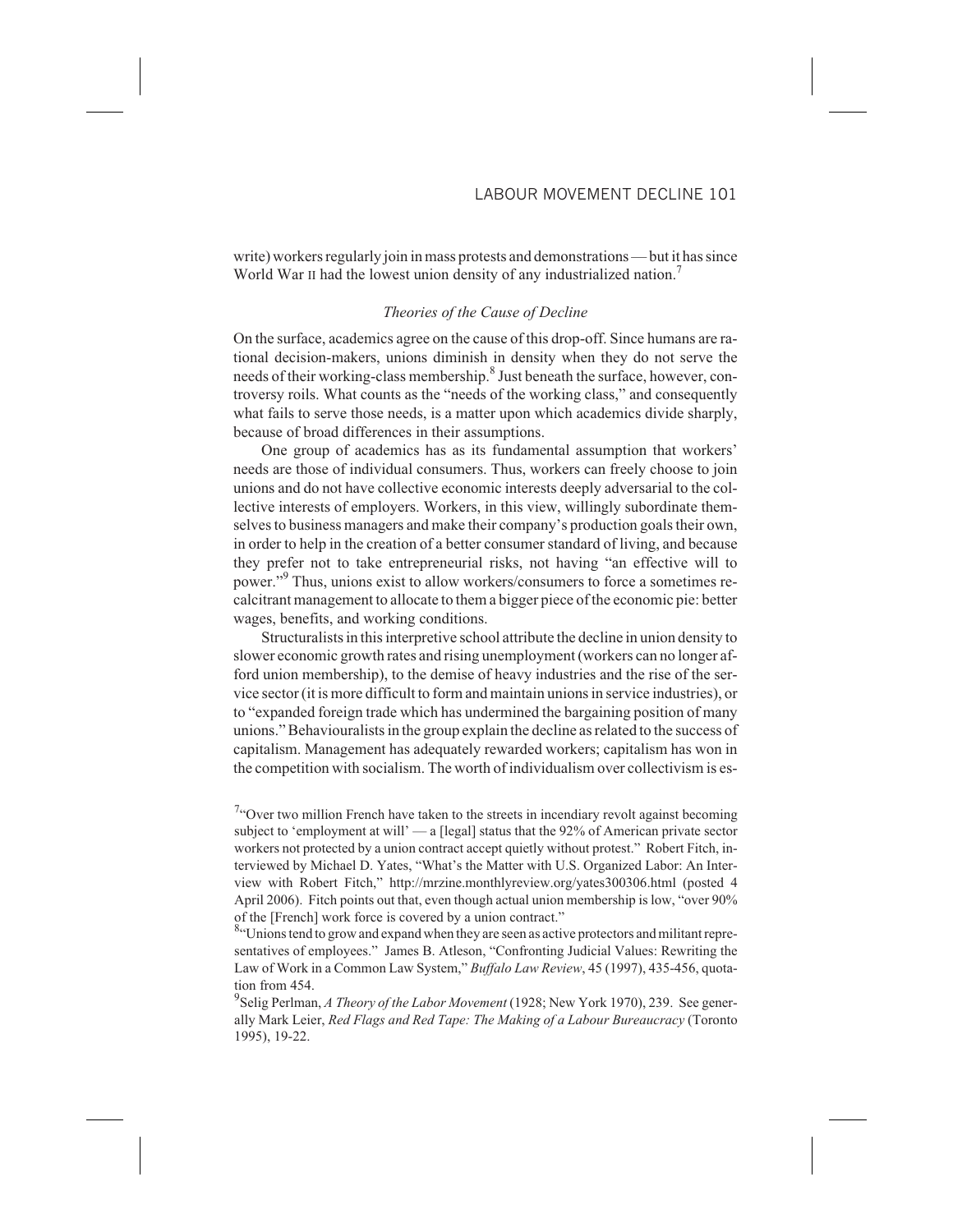write) workers regularly join in mass protests and demonstrations — but it has since World War II had the lowest union density of any industrialized nation.[7]

### *Theories of the Cause of Decline*

On the surface, academics agree on the cause of this drop-off. Since humans are rational decision-makers, unions diminish in density when they do not serve the needs of their working-class membership.[8] Just beneath the surface, however, controversy roils. What counts as the "needs of the working class," and consequently what fails to serve those needs, is a matter upon which academics divide sharply, because of broad differences in their assumptions.

One group of academics has as its fundamental assumption that workers' needs are those of individual consumers. Thus, workers can freely choose to join unions and do not have collective economic interests deeply adversarial to the collective interests of employers. Workers, in this view, willingly subordinate themselves to business managers and make their company's production goals their own, in order to help in the creation of a better consumer standard of living, and because they prefer not to take entrepreneurial risks, not having "an effective will to power."[9] Thus, unions exist to allow workers/consumers to force a sometimes recalcitrant management to allocate to them a bigger piece of the economic pie: better wages, benefits, and working conditions.

Structuralists in this interpretive school attribute the decline in union density to slower economic growth rates and rising unemployment (workers can no longer afford union membership), to the demise of heavy industries and the rise of the service sector (it is more difficult to form and maintain unions in service industries), or to "expanded foreign trade which has undermined the bargaining position of many unions." Behaviouralists in the group explain the decline as related to the success of capitalism. Management has adequately rewarded workers; capitalism has won in the competition with socialism. The worth of individualism over collectivism is es-

---

[7] "Over two million French have taken to the streets in incendiary revolt against becoming subject to 'employment at will' — a [legal] status that the 92% of American private sector workers not protected by a union contract accept quietly without protest." Robert Fitch, interviewed by Michael D. Yates, "What's the Matter with U.S. Organized Labor: An Interview with Robert Fitch," http://mrzine.monthlyreview.org/yates300306.html (posted 4 April 2006). Fitch points out that, even though actual union membership is low, "over 90% of the [French] work force is covered by a union contract."

[8] "Unions tend to grow and expand when they are seen as active protectors and militant representatives of employees." James B. Atleson, "Confronting Judicial Values: Rewriting the Law of Work in a Common Law System," *Buffalo Law Review*, 45 (1997), 435-456, quotation from 454.

[9] Selig Perlman, *A Theory of the Labor Movement* (1928; New York 1970), 239. See generally Mark Leier, *Red Flags and Red Tape: The Making of a Labour Bureaucracy* (Toronto 1995), 19-22.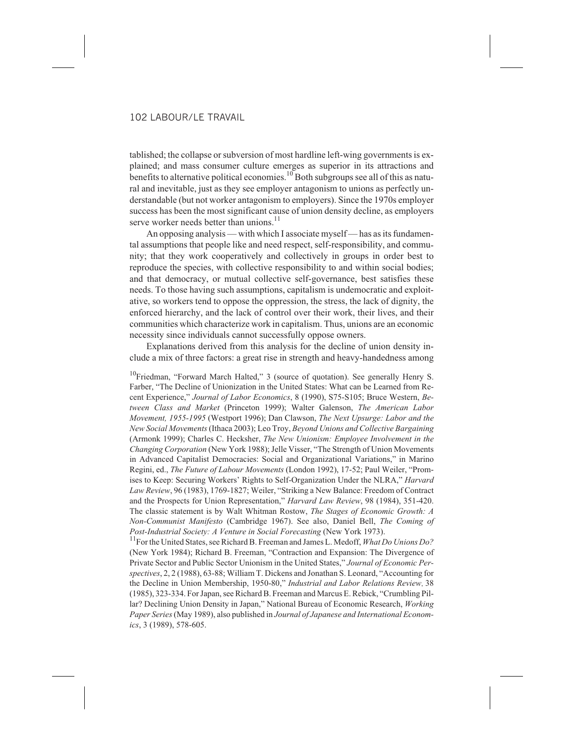tablished; the collapse or subversion of most hardline left-wing governments is explained; and mass consumer culture emerges as superior in its attractions and benefits to alternative political economies.[10] Both subgroups see all of this as natural and inevitable, just as they see employer antagonism to unions as perfectly understandable (but not worker antagonism to employers). Since the 1970s employer success has been the most significant cause of union density decline, as employers serve worker needs better than unions.[11]

An opposing analysis — with which I associate myself — has as its fundamental assumptions that people like and need respect, self-responsibility, and community; that they work cooperatively and collectively in groups in order best to reproduce the species, with collective responsibility to and within social bodies; and that democracy, or mutual collective self-governance, best satisfies these needs. To those having such assumptions, capitalism is undemocratic and exploitative, so workers tend to oppose the oppression, the stress, the lack of dignity, the enforced hierarchy, and the lack of control over their work, their lives, and their communities which characterize work in capitalism. Thus, unions are an economic necessity since individuals cannot successfully oppose owners.

Explanations derived from this analysis for the decline of union density include a mix of three factors: a great rise in strength and heavy-handedness among

[10]Friedman, "Forward March Halted," 3 (source of quotation). See generally Henry S. Farber, "The Decline of Unionization in the United States: What can be Learned from Recent Experience," *Journal of Labor Economics*, 8 (1990), S75-S105; Bruce Western, *Between Class and Market* (Princeton 1999); Walter Galenson, *The American Labor Movement, 1955-1995* (Westport 1996); Dan Clawson, *The Next Upsurge: Labor and the New Social Movements* (Ithaca 2003); Leo Troy, *Beyond Unions and Collective Bargaining* (Armonk 1999); Charles C. Hecksher, *The New Unionism: Employee Involvement in the Changing Corporation* (New York 1988); Jelle Visser, "The Strength of Union Movements in Advanced Capitalist Democracies: Social and Organizational Variations," in Marino Regini, ed., *The Future of Labour Movements* (London 1992), 17-52; Paul Weiler, "Promises to Keep: Securing Workers' Rights to Self-Organization Under the NLRA," *Harvard Law Review*, 96 (1983), 1769-1827; Weiler, "Striking a New Balance: Freedom of Contract and the Prospects for Union Representation," *Harvard Law Review*, 98 (1984), 351-420. The classic statement is by Walt Whitman Rostow, *The Stages of Economic Growth: A Non-Communist Manifesto* (Cambridge 1967). See also, Daniel Bell, *The Coming of Post-Industrial Society: A Venture in Social Forecasting* (New York 1973).

[11]For the United States, see Richard B. Freeman and James L. Medoff, *What Do Unions Do?* (New York 1984); Richard B. Freeman, "Contraction and Expansion: The Divergence of Private Sector and Public Sector Unionism in the United States," *Journal of Economic Perspectives*, 2, 2 (1988), 63-88; William T. Dickens and Jonathan S. Leonard, "Accounting for the Decline in Union Membership, 1950-80," *Industrial and Labor Relations Review*, 38 (1985), 323-334. For Japan, see Richard B. Freeman and Marcus E. Rebick, "Crumbling Pillar? Declining Union Density in Japan," National Bureau of Economic Research, *Working Paper Series* (May 1989), also published in *Journal of Japanese and International Economics*, 3 (1989), 578-605.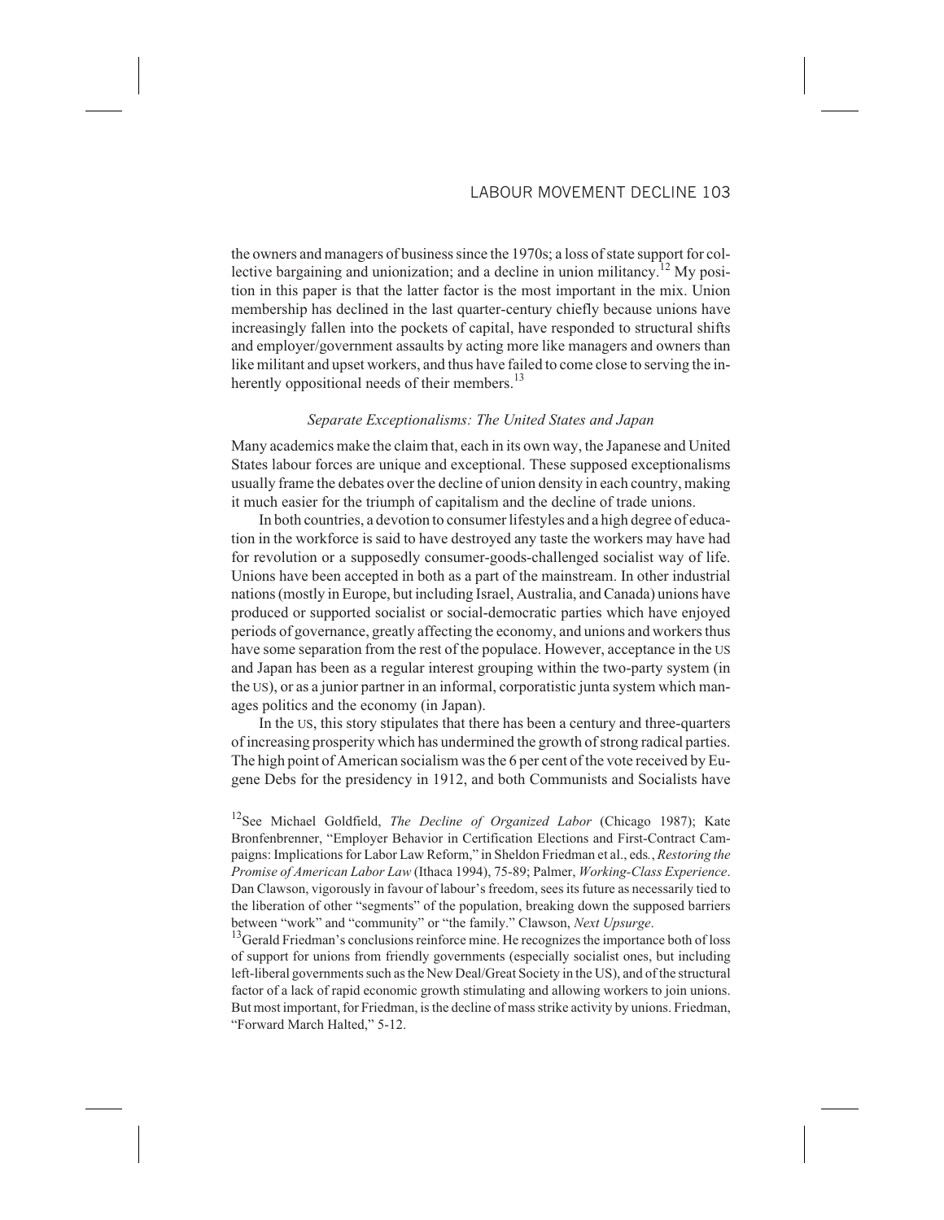the owners and managers of business since the 1970s; a loss of state support for collective bargaining and unionization; and a decline in union militancy.[12] My position in this paper is that the latter factor is the most important in the mix. Union membership has declined in the last quarter-century chiefly because unions have increasingly fallen into the pockets of capital, have responded to structural shifts and employer/government assaults by acting more like managers and owners than like militant and upset workers, and thus have failed to come close to serving the inherently oppositional needs of their members.[13]

### *Separate Exceptionalisms: The United States and Japan*

Many academics make the claim that, each in its own way, the Japanese and United States labour forces are unique and exceptional. These supposed exceptionalisms usually frame the debates over the decline of union density in each country, making it much easier for the triumph of capitalism and the decline of trade unions.

In both countries, a devotion to consumer lifestyles and a high degree of education in the workforce is said to have destroyed any taste the workers may have had for revolution or a supposedly consumer-goods-challenged socialist way of life. Unions have been accepted in both as a part of the mainstream. In other industrial nations (mostly in Europe, but including Israel, Australia, and Canada) unions have produced or supported socialist or social-democratic parties which have enjoyed periods of governance, greatly affecting the economy, and unions and workers thus have some separation from the rest of the populace. However, acceptance in the US and Japan has been as a regular interest grouping within the two-party system (in the US), or as a junior partner in an informal, corporatistic junta system which manages politics and the economy (in Japan).

In the US, this story stipulates that there has been a century and three-quarters of increasing prosperity which has undermined the growth of strong radical parties. The high point of American socialism was the 6 per cent of the vote received by Eugene Debs for the presidency in 1912, and both Communists and Socialists have

---

[12]See Michael Goldfield, *The Decline of Organized Labor* (Chicago 1987); Kate Bronfenbrenner, "Employer Behavior in Certification Elections and First-Contract Campaigns: Implications for Labor Law Reform," in Sheldon Friedman et al., eds., *Restoring the Promise of American Labor Law* (Ithaca 1994), 75-89; Palmer, *Working-Class Experience*. Dan Clawson, vigorously in favour of labour's freedom, sees its future as necessarily tied to the liberation of other "segments" of the population, breaking down the supposed barriers between "work" and "community" or "the family." Clawson, *Next Upsurge*.

[13]Gerald Friedman's conclusions reinforce mine. He recognizes the importance both of loss of support for unions from friendly governments (especially socialist ones, but including left-liberal governments such as the New Deal/Great Society in the US), and of the structural factor of a lack of rapid economic growth stimulating and allowing workers to join unions. But most important, for Friedman, is the decline of mass strike activity by unions. Friedman, "Forward March Halted," 5-12.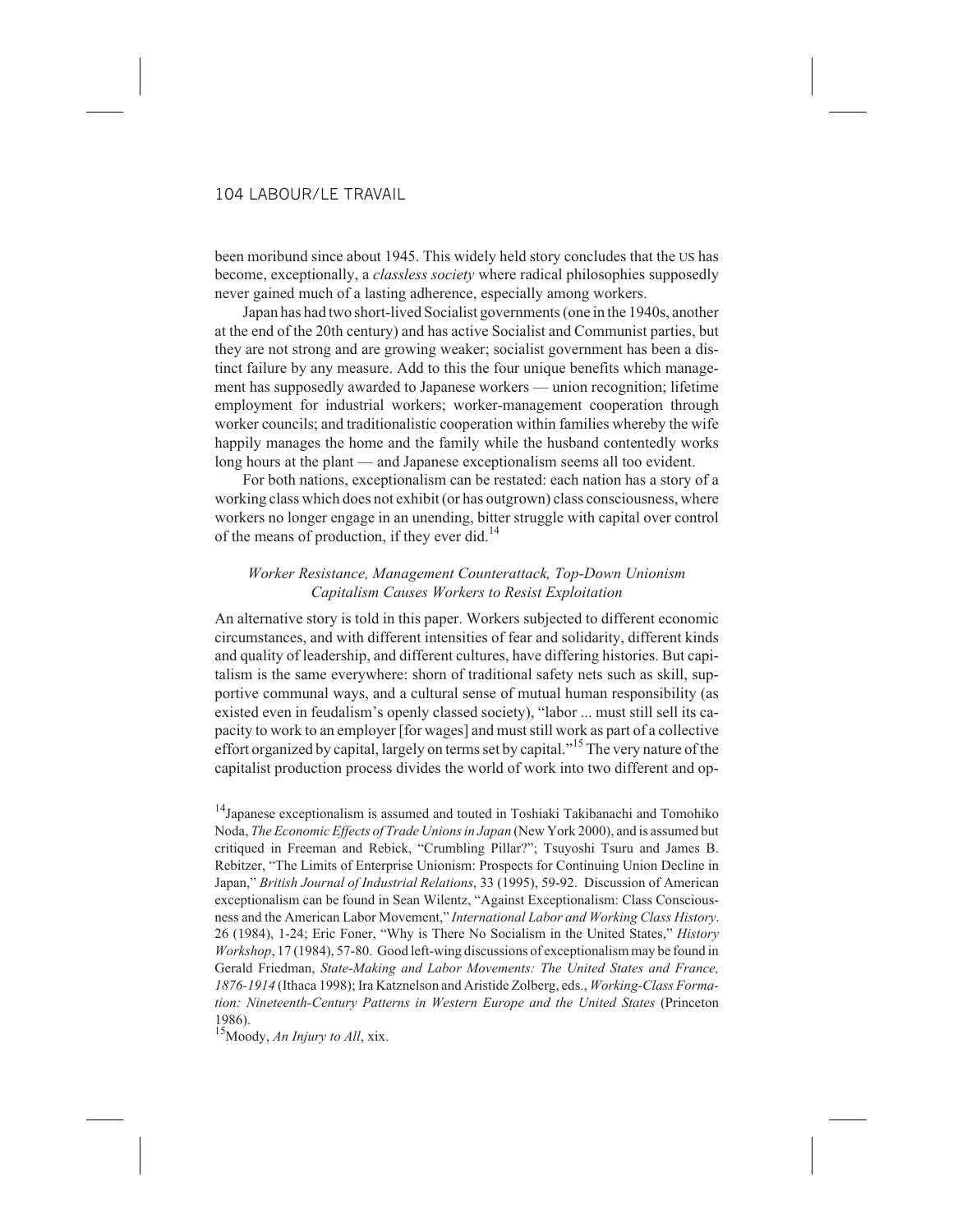been moribund since about 1945. This widely held story concludes that the US has become, exceptionally, a *classless society* where radical philosophies supposedly never gained much of a lasting adherence, especially among workers.

Japan has had two short-lived Socialist governments (one in the 1940s, another at the end of the 20th century) and has active Socialist and Communist parties, but they are not strong and are growing weaker; socialist government has been a distinct failure by any measure. Add to this the four unique benefits which management has supposedly awarded to Japanese workers — union recognition; lifetime employment for industrial workers; worker-management cooperation through worker councils; and traditionalistic cooperation within families whereby the wife happily manages the home and the family while the husband contentedly works long hours at the plant — and Japanese exceptionalism seems all too evident.

For both nations, exceptionalism can be restated: each nation has a story of a working class which does not exhibit (or has outgrown) class consciousness, where workers no longer engage in an unending, bitter struggle with capital over control of the means of production, if they ever did.[14]

### *Worker Resistance, Management Counterattack, Top-Down Unionism*
### *Capitalism Causes Workers to Resist Exploitation*

An alternative story is told in this paper. Workers subjected to different economic circumstances, and with different intensities of fear and solidarity, different kinds and quality of leadership, and different cultures, have differing histories. But capitalism is the same everywhere: shorn of traditional safety nets such as skill, supportive communal ways, and a cultural sense of mutual human responsibility (as existed even in feudalism's openly classed society), "labor ... must still sell its capacity to work to an employer [for wages] and must still work as part of a collective effort organized by capital, largely on terms set by capital."[15] The very nature of the capitalist production process divides the world of work into two different and op-

[14]Japanese exceptionalism is assumed and touted in Toshiaki Takibanachi and Tomohiko Noda, *The Economic Effects of Trade Unions in Japan* (New York 2000), and is assumed but critiqued in Freeman and Rebick, "Crumbling Pillar?"; Tsuyoshi Tsuru and James B. Rebitzer, "The Limits of Enterprise Unionism: Prospects for Continuing Union Decline in Japan," *British Journal of Industrial Relations*, 33 (1995), 59-92. Discussion of American exceptionalism can be found in Sean Wilentz, "Against Exceptionalism: Class Consciousness and the American Labor Movement," *International Labor and Working Class History*, 26 (1984), 1-24; Eric Foner, "Why is There No Socialism in the United States," *History Workshop*, 17 (1984), 57-80. Good left-wing discussions of exceptionalism may be found in Gerald Friedman, *State-Making and Labor Movements: The United States and France, 1876-1914* (Ithaca 1998); Ira Katznelson and Aristide Zolberg, eds., *Working-Class Formation: Nineteenth-Century Patterns in Western Europe and the United States* (Princeton 1986).

[15]Moody, *An Injury to All*, xix.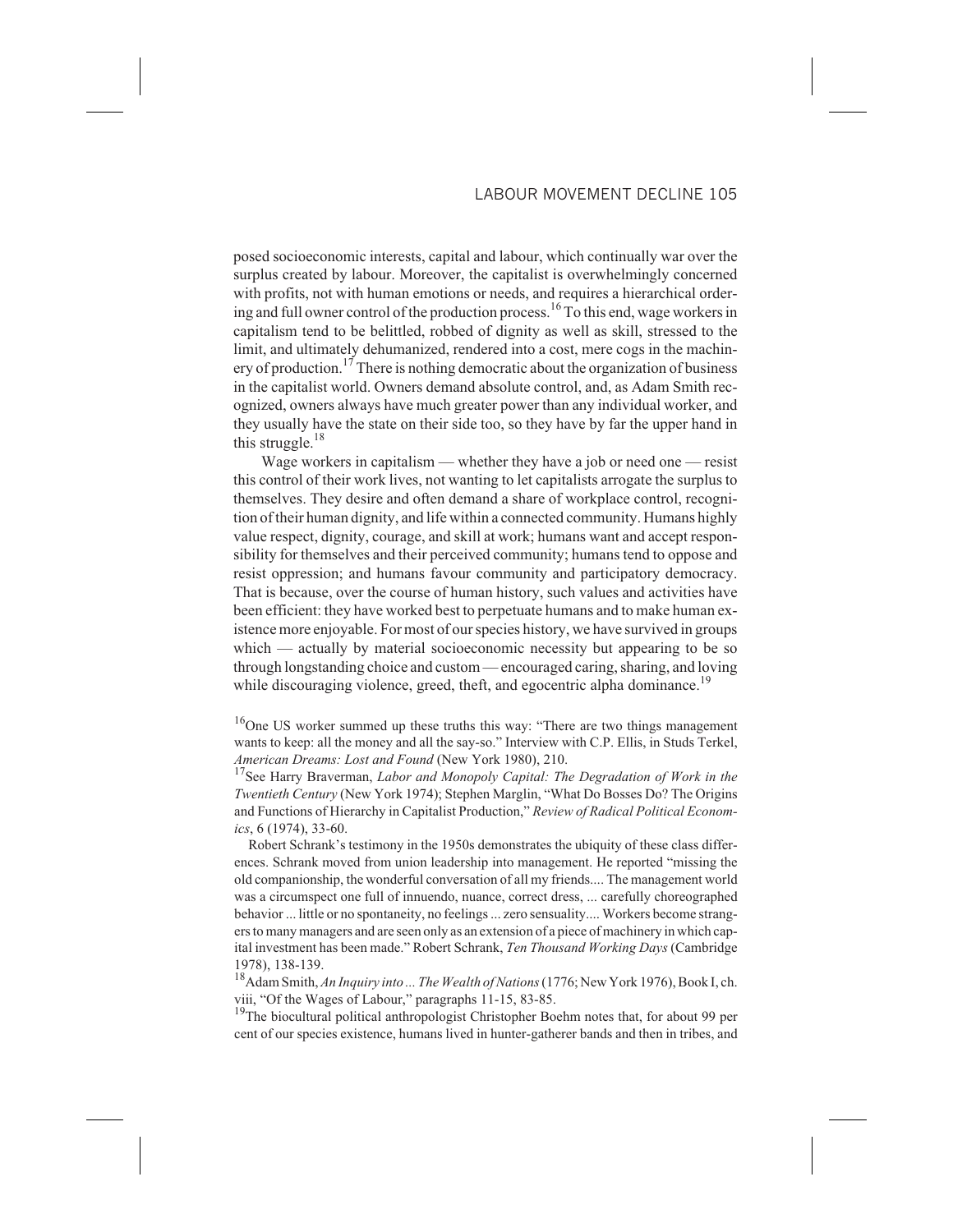posed socioeconomic interests, capital and labour, which continually war over the surplus created by labour. Moreover, the capitalist is overwhelmingly concerned with profits, not with human emotions or needs, and requires a hierarchical ordering and full owner control of the production process.[16] To this end, wage workers in capitalism tend to be belittled, robbed of dignity as well as skill, stressed to the limit, and ultimately dehumanized, rendered into a cost, mere cogs in the machinery of production.[17] There is nothing democratic about the organization of business in the capitalist world. Owners demand absolute control, and, as Adam Smith recognized, owners always have much greater power than any individual worker, and they usually have the state on their side too, so they have by far the upper hand in this struggle.[18]

Wage workers in capitalism — whether they have a job or need one — resist this control of their work lives, not wanting to let capitalists arrogate the surplus to themselves. They desire and often demand a share of workplace control, recognition of their human dignity, and life within a connected community. Humans highly value respect, dignity, courage, and skill at work; humans want and accept responsibility for themselves and their perceived community; humans tend to oppose and resist oppression; and humans favour community and participatory democracy. That is because, over the course of human history, such values and activities have been efficient: they have worked best to perpetuate humans and to make human existence more enjoyable. For most of our species history, we have survived in groups which — actually by material socioeconomic necessity but appearing to be so through longstanding choice and custom — encouraged caring, sharing, and loving while discouraging violence, greed, theft, and egocentric alpha dominance.[19]

[16]One US worker summed up these truths this way: "There are two things management wants to keep: all the money and all the say-so." Interview with C.P. Ellis, in Studs Terkel, *American Dreams: Lost and Found* (New York 1980), 210.

[17]See Harry Braverman, *Labor and Monopoly Capital: The Degradation of Work in the Twentieth Century* (New York 1974); Stephen Marglin, "What Do Bosses Do? The Origins and Functions of Hierarchy in Capitalist Production," *Review of Radical Political Economics*, 6 (1974), 33-60.

Robert Schrank's testimony in the 1950s demonstrates the ubiquity of these class differences. Schrank moved from union leadership into management. He reported "missing the old companionship, the wonderful conversation of all my friends.... The management world was a circumspect one full of innuendo, nuance, correct dress, ... carefully choreographed behavior ... little or no spontaneity, no feelings ... zero sensuality.... Workers become strangers to many managers and are seen only as an extension of a piece of machinery in which capital investment has been made." Robert Schrank, *Ten Thousand Working Days* (Cambridge 1978), 138-139.

[18]Adam Smith, *An Inquiry into ... The Wealth of Nations* (1776; New York 1976), Book I, ch. viii, "Of the Wages of Labour," paragraphs 11-15, 83-85.

[19]The biocultural political anthropologist Christopher Boehm notes that, for about 99 per cent of our species existence, humans lived in hunter-gatherer bands and then in tribes, and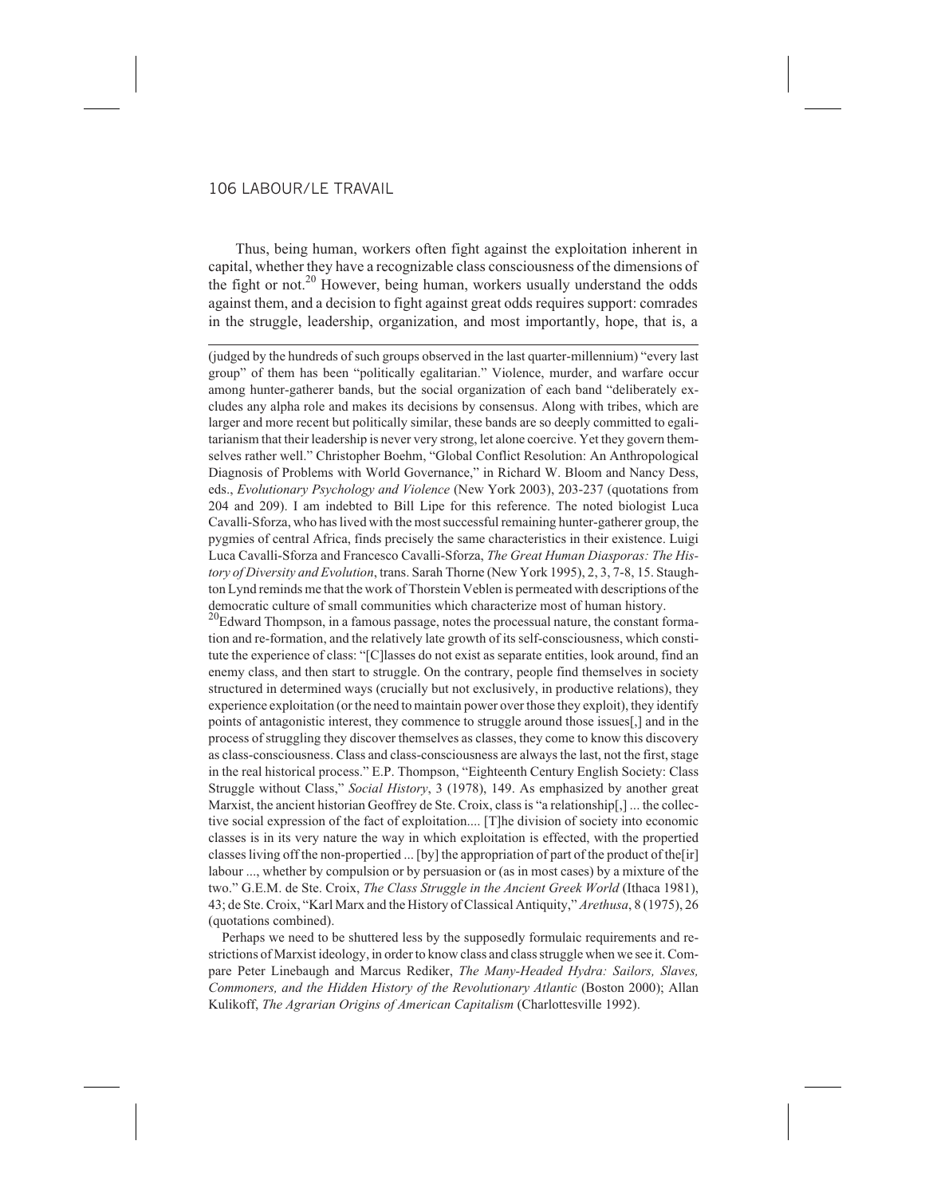Thus, being human, workers often fight against the exploitation inherent in capital, whether they have a recognizable class consciousness of the dimensions of the fight or not.[20] However, being human, workers usually understand the odds against them, and a decision to fight against great odds requires support: comrades in the struggle, leadership, organization, and most importantly, hope, that is, a

---

(judged by the hundreds of such groups observed in the last quarter-millennium) "every last group" of them has been "politically egalitarian." Violence, murder, and warfare occur among hunter-gatherer bands, but the social organization of each band "deliberately excludes any alpha role and makes its decisions by consensus. Along with tribes, which are larger and more recent but politically similar, these bands are so deeply committed to egalitarianism that their leadership is never very strong, let alone coercive. Yet they govern themselves rather well." Christopher Boehm, "Global Conflict Resolution: An Anthropological Diagnosis of Problems with World Governance," in Richard W. Bloom and Nancy Dess, eds., *Evolutionary Psychology and Violence* (New York 2003), 203-237 (quotations from 204 and 209). I am indebted to Bill Lipe for this reference. The noted biologist Luca Cavalli-Sforza, who has lived with the most successful remaining hunter-gatherer group, the pygmies of central Africa, finds precisely the same characteristics in their existence. Luigi Luca Cavalli-Sforza and Francesco Cavalli-Sforza, *The Great Human Diasporas: The History of Diversity and Evolution*, trans. Sarah Thorne (New York 1995), 2, 3, 7-8, 15. Staughton Lynd reminds me that the work of Thorstein Veblen is permeated with descriptions of the democratic culture of small communities which characterize most of human history.

[20]Edward Thompson, in a famous passage, notes the processual nature, the constant formation and re-formation, and the relatively late growth of its self-consciousness, which constitute the experience of class: "[C]lasses do not exist as separate entities, look around, find an enemy class, and then start to struggle. On the contrary, people find themselves in society structured in determined ways (crucially but not exclusively, in productive relations), they experience exploitation (or the need to maintain power over those they exploit), they identify points of antagonistic interest, they commence to struggle around those issues[,] and in the process of struggling they discover themselves as classes, they come to know this discovery as class-consciousness. Class and class-consciousness are always the last, not the first, stage in the real historical process." E.P. Thompson, "Eighteenth Century English Society: Class Struggle without Class," *Social History*, 3 (1978), 149. As emphasized by another great Marxist, the ancient historian Geoffrey de Ste. Croix, class is "a relationship[,] ... the collective social expression of the fact of exploitation.... [T]he division of society into economic classes is in its very nature the way in which exploitation is effected, with the propertied classes living off the non-propertied ... [by] the appropriation of part of the product of the[ir] labour ..., whether by compulsion or by persuasion or (as in most cases) by a mixture of the two." G.E.M. de Ste. Croix, *The Class Struggle in the Ancient Greek World* (Ithaca 1981), 43; de Ste. Croix, "Karl Marx and the History of Classical Antiquity," *Arethusa*, 8 (1975), 26 (quotations combined).

Perhaps we need to be shuttered less by the supposedly formulaic requirements and restrictions of Marxist ideology, in order to know class and class struggle when we see it. Compare Peter Linebaugh and Marcus Rediker, *The Many-Headed Hydra: Sailors, Slaves, Commoners, and the Hidden History of the Revolutionary Atlantic* (Boston 2000); Allan Kulikoff, *The Agrarian Origins of American Capitalism* (Charlottesville 1992).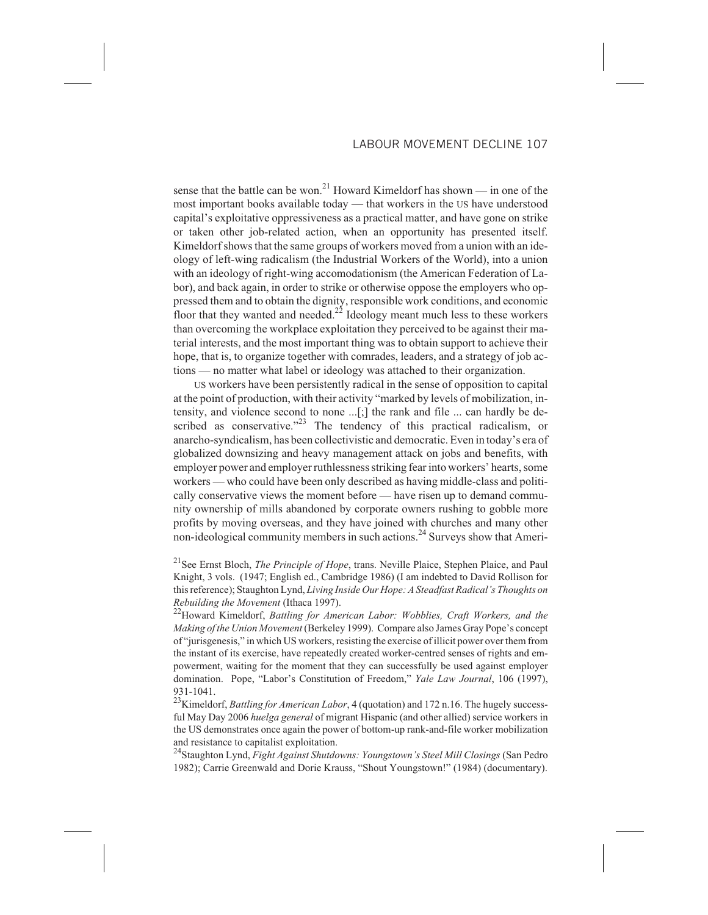sense that the battle can be won.[21] Howard Kimeldorf has shown — in one of the most important books available today — that workers in the US have understood capital's exploitative oppressiveness as a practical matter, and have gone on strike or taken other job-related action, when an opportunity has presented itself. Kimeldorf shows that the same groups of workers moved from a union with an ideology of left-wing radicalism (the Industrial Workers of the World), into a union with an ideology of right-wing accomodationism (the American Federation of Labor), and back again, in order to strike or otherwise oppose the employers who oppressed them and to obtain the dignity, responsible work conditions, and economic floor that they wanted and needed.[22] Ideology meant much less to these workers than overcoming the workplace exploitation they perceived to be against their material interests, and the most important thing was to obtain support to achieve their hope, that is, to organize together with comrades, leaders, and a strategy of job actions — no matter what label or ideology was attached to their organization.

US workers have been persistently radical in the sense of opposition to capital at the point of production, with their activity "marked by levels of mobilization, intensity, and violence second to none ...[;] the rank and file ... can hardly be described as conservative."[23] The tendency of this practical radicalism, or anarcho-syndicalism, has been collectivistic and democratic. Even in today's era of globalized downsizing and heavy management attack on jobs and benefits, with employer power and employer ruthlessness striking fear into workers' hearts, some workers — who could have been only described as having middle-class and politically conservative views the moment before — have risen up to demand community ownership of mills abandoned by corporate owners rushing to gobble more profits by moving overseas, and they have joined with churches and many other non-ideological community members in such actions.[24] Surveys show that Ameri-

[21] See Ernst Bloch, *The Principle of Hope*, trans. Neville Plaice, Stephen Plaice, and Paul Knight, 3 vols. (1947; English ed., Cambridge 1986) (I am indebted to David Rollison for this reference); Staughton Lynd, *Living Inside Our Hope: A Steadfast Radical's Thoughts on Rebuilding the Movement* (Ithaca 1997).

[22] Howard Kimeldorf, *Battling for American Labor: Wobblies, Craft Workers, and the Making of the Union Movement* (Berkeley 1999). Compare also James Gray Pope's concept of "jurisgenesis," in which US workers, resisting the exercise of illicit power over them from the instant of its exercise, have repeatedly created worker-centred senses of rights and empowerment, waiting for the moment that they can successfully be used against employer domination. Pope, "Labor's Constitution of Freedom," *Yale Law Journal*, 106 (1997), 931-1041.

[23] Kimeldorf, *Battling for American Labor*, 4 (quotation) and 172 n.16. The hugely successful May Day 2006 *huelga general* of migrant Hispanic (and other allied) service workers in the US demonstrates once again the power of bottom-up rank-and-file worker mobilization and resistance to capitalist exploitation.

[24] Staughton Lynd, *Fight Against Shutdowns: Youngstown's Steel Mill Closings* (San Pedro 1982); Carrie Greenwald and Dorie Krauss, "Shout Youngstown!" (1984) (documentary).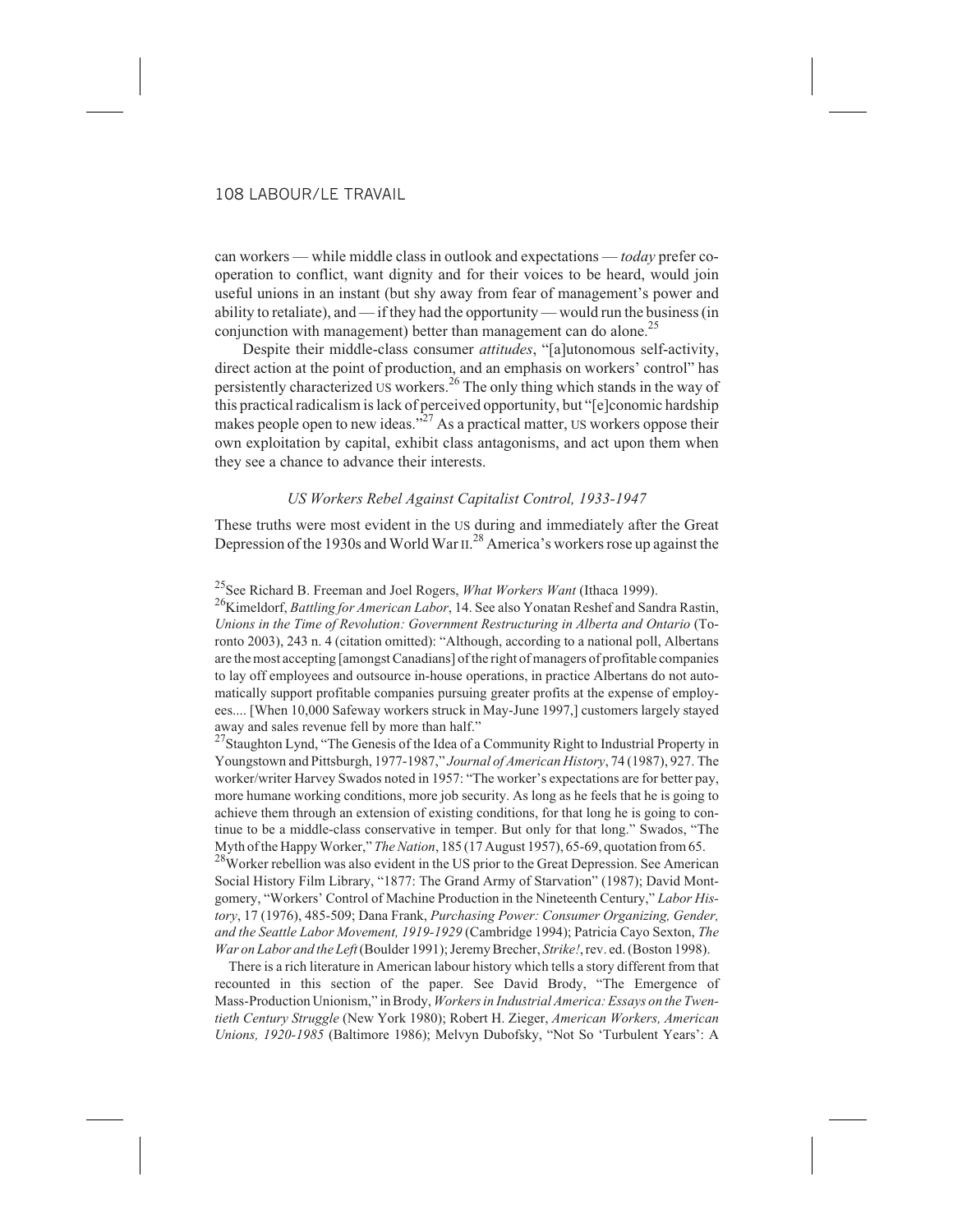can workers — while middle class in outlook and expectations — *today* prefer co-operation to conflict, want dignity and for their voices to be heard, would join useful unions in an instant (but shy away from fear of management's power and ability to retaliate), and — if they had the opportunity — would run the business (in conjunction with management) better than management can do alone.[25]

Despite their middle-class consumer *attitudes*, "[a]utonomous self-activity, direct action at the point of production, and an emphasis on workers' control" has persistently characterized US workers.[26] The only thing which stands in the way of this practical radicalism is lack of perceived opportunity, but "[e]conomic hardship makes people open to new ideas."[27] As a practical matter, US workers oppose their own exploitation by capital, exhibit class antagonisms, and act upon them when they see a chance to advance their interests.

### *US Workers Rebel Against Capitalist Control, 1933-1947*

These truths were most evident in the US during and immediately after the Great Depression of the 1930s and World War II.[28] America's workers rose up against the

[25] See Richard B. Freeman and Joel Rogers, *What Workers Want* (Ithaca 1999).

[26] Kimeldorf, *Battling for American Labor*, 14. See also Yonatan Reshef and Sandra Rastin, *Unions in the Time of Revolution: Government Restructuring in Alberta and Ontario* (Toronto 2003), 243 n. 4 (citation omitted): "Although, according to a national poll, Albertans are the most accepting [amongst Canadians] of the right of managers of profitable companies to lay off employees and outsource in-house operations, in practice Albertans do not automatically support profitable companies pursuing greater profits at the expense of employees.... [When 10,000 Safeway workers struck in May-June 1997,] customers largely stayed away and sales revenue fell by more than half."

[27] Staughton Lynd, "The Genesis of the Idea of a Community Right to Industrial Property in Youngstown and Pittsburgh, 1977-1987," *Journal of American History*, 74 (1987), 927. The worker/writer Harvey Swados noted in 1957: "The worker's expectations are for better pay, more humane working conditions, more job security. As long as he feels that he is going to achieve them through an extension of existing conditions, for that long he is going to continue to be a middle-class conservative in temper. But only for that long." Swados, "The Myth of the Happy Worker," *The Nation*, 185 (17 August 1957), 65-69, quotation from 65.

[28] Worker rebellion was also evident in the US prior to the Great Depression. See American Social History Film Library, "1877: The Grand Army of Starvation" (1987); David Montgomery, "Workers' Control of Machine Production in the Nineteenth Century," *Labor History*, 17 (1976), 485-509; Dana Frank, *Purchasing Power: Consumer Organizing, Gender, and the Seattle Labor Movement, 1919-1929* (Cambridge 1994); Patricia Cayo Sexton, *The War on Labor and the Left* (Boulder 1991); Jeremy Brecher, *Strike!*, rev. ed. (Boston 1998).

There is a rich literature in American labour history which tells a story different from that recounted in this section of the paper. See David Brody, "The Emergence of Mass-Production Unionism," in Brody, *Workers in Industrial America: Essays on the Twentieth Century Struggle* (New York 1980); Robert H. Zieger, *American Workers, American Unions, 1920-1985* (Baltimore 1986); Melvyn Dubofsky, "Not So 'Turbulent Years': A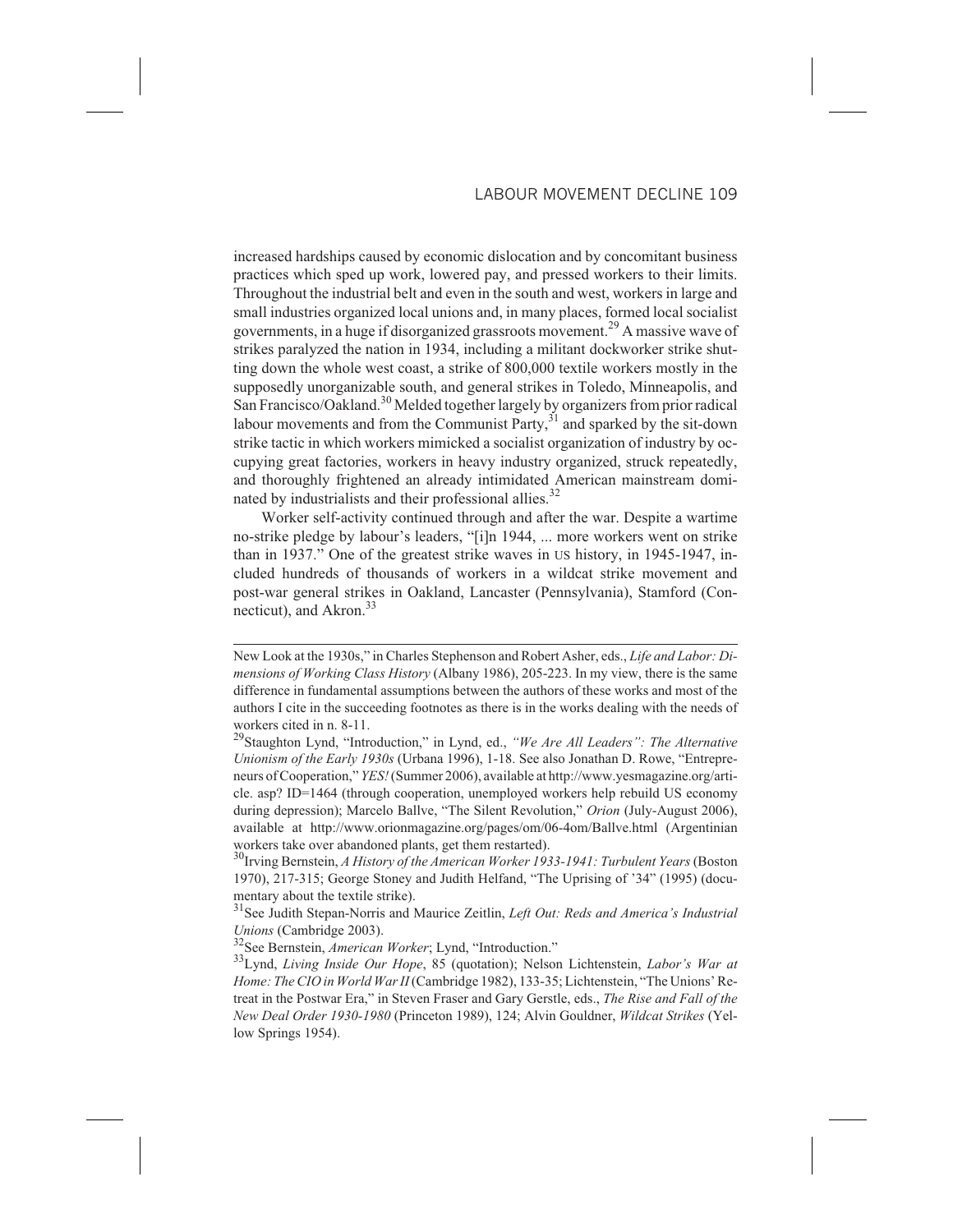increased hardships caused by economic dislocation and by concomitant business practices which sped up work, lowered pay, and pressed workers to their limits. Throughout the industrial belt and even in the south and west, workers in large and small industries organized local unions and, in many places, formed local socialist governments, in a huge if disorganized grassroots movement.[29] A massive wave of strikes paralyzed the nation in 1934, including a militant dockworker strike shutting down the whole west coast, a strike of 800,000 textile workers mostly in the supposedly unorganizable south, and general strikes in Toledo, Minneapolis, and San Francisco/Oakland.[30] Melded together largely by organizers from prior radical labour movements and from the Communist Party,[31] and sparked by the sit-down strike tactic in which workers mimicked a socialist organization of industry by occupying great factories, workers in heavy industry organized, struck repeatedly, and thoroughly frightened an already intimidated American mainstream dominated by industrialists and their professional allies.[32]

Worker self-activity continued through and after the war. Despite a wartime no-strike pledge by labour's leaders, "[i]n 1944, ... more workers went on strike than in 1937." One of the greatest strike waves in US history, in 1945-1947, included hundreds of thousands of workers in a wildcat strike movement and post-war general strikes in Oakland, Lancaster (Pennsylvania), Stamford (Connecticut), and Akron.[33]

---

New Look at the 1930s," in Charles Stephenson and Robert Asher, eds., *Life and Labor: Dimensions of Working Class History* (Albany 1986), 205-223. In my view, there is the same difference in fundamental assumptions between the authors of these works and most of the authors I cite in the succeeding footnotes as there is in the works dealing with the needs of workers cited in n. 8-11.

[29]Staughton Lynd, "Introduction," in Lynd, ed., *"We Are All Leaders": The Alternative Unionism of the Early 1930s* (Urbana 1996), 1-18. See also Jonathan D. Rowe, "Entrepreneurs of Cooperation," *YES!* (Summer 2006), available at http://www.yesmagazine.org/article. asp? ID=1464 (through cooperation, unemployed workers help rebuild US economy during depression); Marcelo Ballve, "The Silent Revolution," *Orion* (July-August 2006), available at http://www.orionmagazine.org/pages/om/06-4om/Ballve.html (Argentinian workers take over abandoned plants, get them restarted).

[30]Irving Bernstein, *A History of the American Worker 1933-1941: Turbulent Years* (Boston 1970), 217-315; George Stoney and Judith Helfand, "The Uprising of '34" (1995) (documentary about the textile strike).

[31]See Judith Stepan-Norris and Maurice Zeitlin, *Left Out: Reds and America's Industrial Unions* (Cambridge 2003).

[32]See Bernstein, *American Worker*; Lynd, "Introduction."

[33]Lynd, *Living Inside Our Hope*, 85 (quotation); Nelson Lichtenstein, *Labor's War at Home: The CIO in World War II* (Cambridge 1982), 133-35; Lichtenstein, "The Unions' Retreat in the Postwar Era," in Steven Fraser and Gary Gerstle, eds., *The Rise and Fall of the New Deal Order 1930-1980* (Princeton 1989), 124; Alvin Gouldner, *Wildcat Strikes* (Yellow Springs 1954).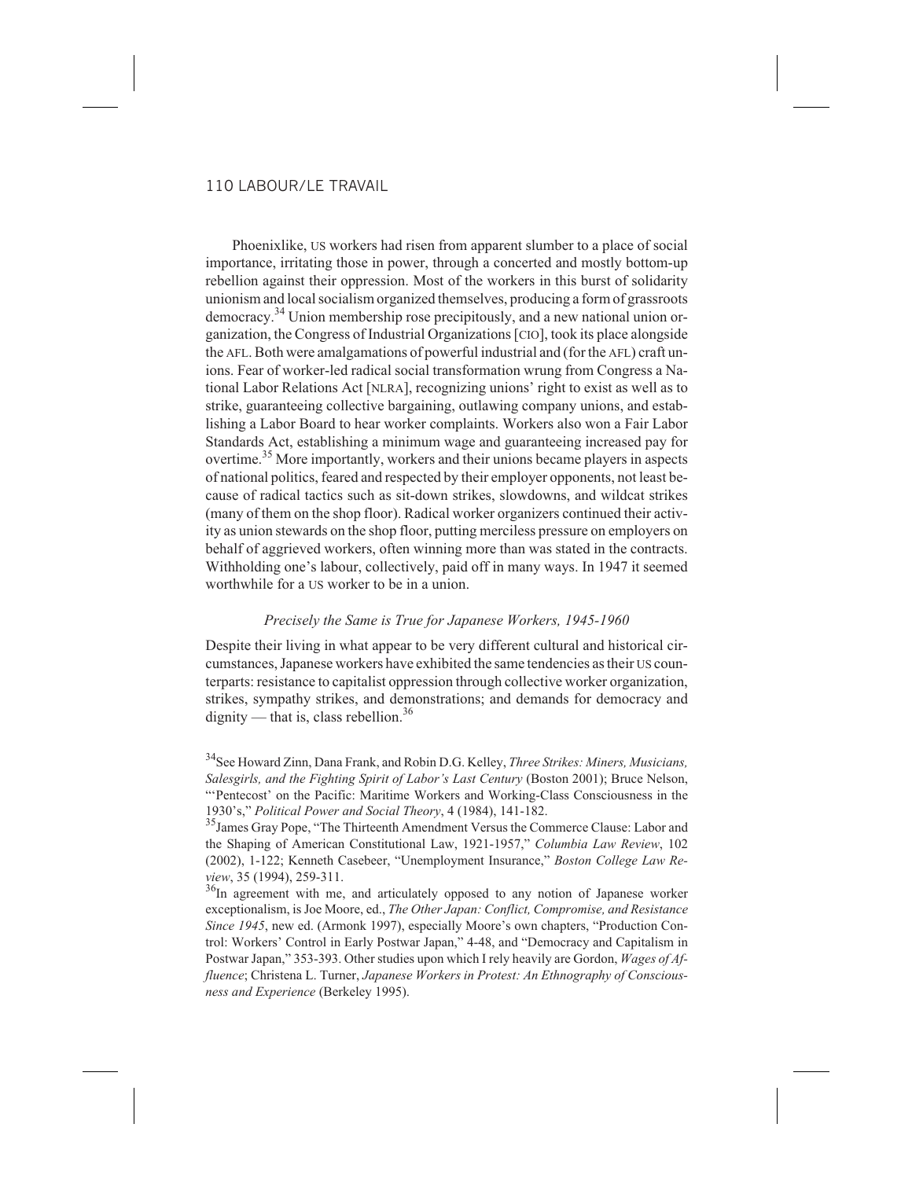Phoenixlike, US workers had risen from apparent slumber to a place of social importance, irritating those in power, through a concerted and mostly bottom-up rebellion against their oppression. Most of the workers in this burst of solidarity unionism and local socialism organized themselves, producing a form of grassroots democracy.[34] Union membership rose precipitously, and a new national union organization, the Congress of Industrial Organizations [CIO], took its place alongside the AFL. Both were amalgamations of powerful industrial and (for the AFL) craft unions. Fear of worker-led radical social transformation wrung from Congress a National Labor Relations Act [NLRA], recognizing unions' right to exist as well as to strike, guaranteeing collective bargaining, outlawing company unions, and establishing a Labor Board to hear worker complaints. Workers also won a Fair Labor Standards Act, establishing a minimum wage and guaranteeing increased pay for overtime.[35] More importantly, workers and their unions became players in aspects of national politics, feared and respected by their employer opponents, not least because of radical tactics such as sit-down strikes, slowdowns, and wildcat strikes (many of them on the shop floor). Radical worker organizers continued their activity as union stewards on the shop floor, putting merciless pressure on employers on behalf of aggrieved workers, often winning more than was stated in the contracts. Withholding one's labour, collectively, paid off in many ways. In 1947 it seemed worthwhile for a US worker to be in a union.

### *Precisely the Same is True for Japanese Workers, 1945-1960*

Despite their living in what appear to be very different cultural and historical circumstances, Japanese workers have exhibited the same tendencies as their US counterparts: resistance to capitalist oppression through collective worker organization, strikes, sympathy strikes, and demonstrations; and demands for democracy and dignity — that is, class rebellion.[36]

---

[34] See Howard Zinn, Dana Frank, and Robin D.G. Kelley, *Three Strikes: Miners, Musicians, Salesgirls, and the Fighting Spirit of Labor's Last Century* (Boston 2001); Bruce Nelson, "'Pentecost' on the Pacific: Maritime Workers and Working-Class Consciousness in the 1930's," *Political Power and Social Theory*, 4 (1984), 141-182.

[35] James Gray Pope, "The Thirteenth Amendment Versus the Commerce Clause: Labor and the Shaping of American Constitutional Law, 1921-1957," *Columbia Law Review*, 102 (2002), 1-122; Kenneth Casebeer, "Unemployment Insurance," *Boston College Law Review*, 35 (1994), 259-311.

[36] In agreement with me, and articulately opposed to any notion of Japanese worker exceptionalism, is Joe Moore, ed., *The Other Japan: Conflict, Compromise, and Resistance Since 1945*, new ed. (Armonk 1997), especially Moore's own chapters, "Production Control: Workers' Control in Early Postwar Japan," 4-48, and "Democracy and Capitalism in Postwar Japan," 353-393. Other studies upon which I rely heavily are Gordon, *Wages of Affluence*; Christena L. Turner, *Japanese Workers in Protest: An Ethnography of Consciousness and Experience* (Berkeley 1995).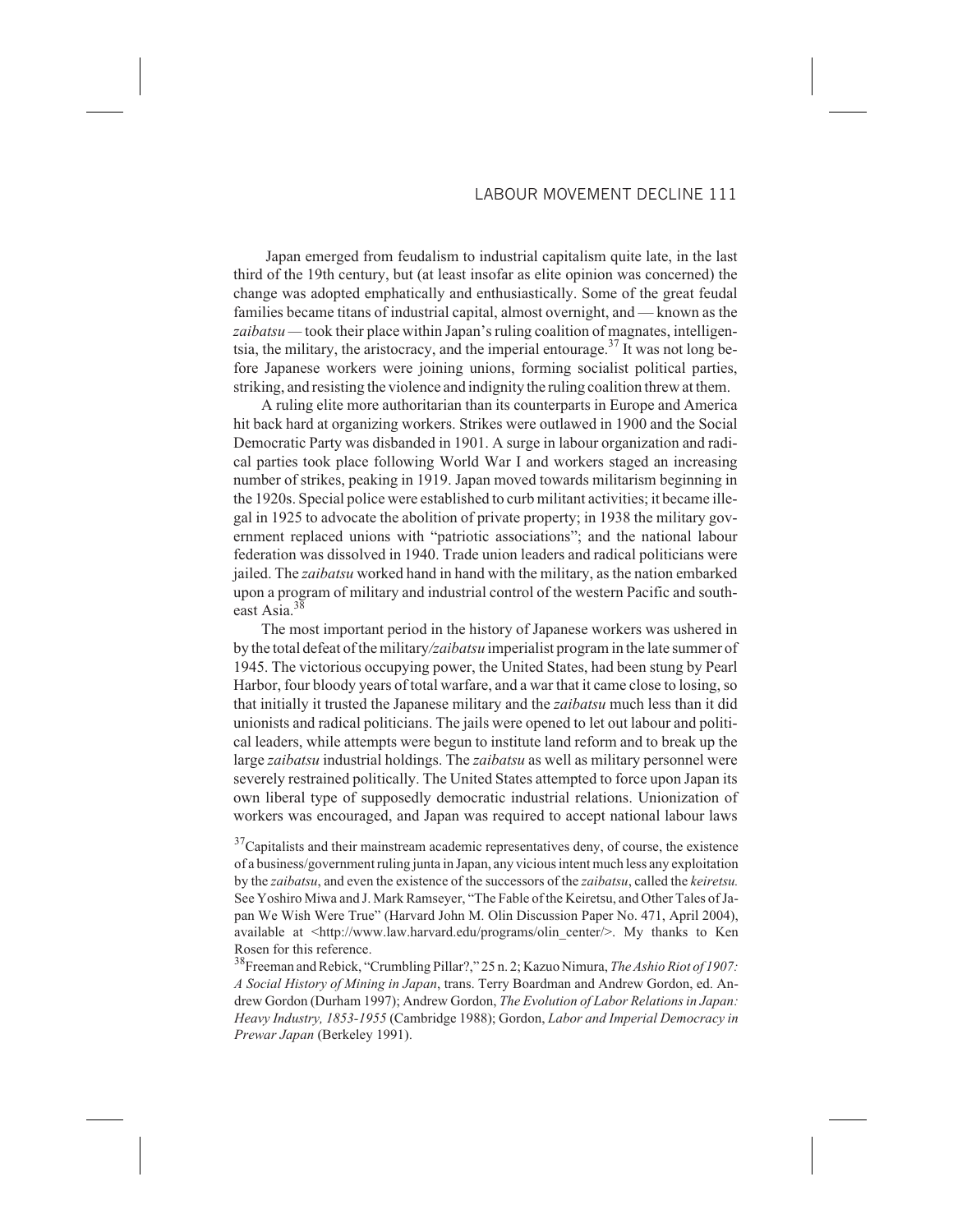Japan emerged from feudalism to industrial capitalism quite late, in the last third of the 19th century, but (at least insofar as elite opinion was concerned) the change was adopted emphatically and enthusiastically. Some of the great feudal families became titans of industrial capital, almost overnight, and — known as the *zaibatsu* — took their place within Japan's ruling coalition of magnates, intelligentsia, the military, the aristocracy, and the imperial entourage.[37] It was not long before Japanese workers were joining unions, forming socialist political parties, striking, and resisting the violence and indignity the ruling coalition threw at them.

A ruling elite more authoritarian than its counterparts in Europe and America hit back hard at organizing workers. Strikes were outlawed in 1900 and the Social Democratic Party was disbanded in 1901. A surge in labour organization and radical parties took place following World War I and workers staged an increasing number of strikes, peaking in 1919. Japan moved towards militarism beginning in the 1920s. Special police were established to curb militant activities; it became illegal in 1925 to advocate the abolition of private property; in 1938 the military government replaced unions with "patriotic associations"; and the national labour federation was dissolved in 1940. Trade union leaders and radical politicians were jailed. The *zaibatsu* worked hand in hand with the military, as the nation embarked upon a program of military and industrial control of the western Pacific and southeast Asia.[38]

The most important period in the history of Japanese workers was ushered in by the total defeat of the military/*zaibatsu* imperialist program in the late summer of 1945. The victorious occupying power, the United States, had been stung by Pearl Harbor, four bloody years of total warfare, and a war that it came close to losing, so that initially it trusted the Japanese military and the *zaibatsu* much less than it did unionists and radical politicians. The jails were opened to let out labour and political leaders, while attempts were begun to institute land reform and to break up the large *zaibatsu* industrial holdings. The *zaibatsu* as well as military personnel were severely restrained politically. The United States attempted to force upon Japan its own liberal type of supposedly democratic industrial relations. Unionization of workers was encouraged, and Japan was required to accept national labour laws

[37]Capitalists and their mainstream academic representatives deny, of course, the existence of a business/government ruling junta in Japan, any vicious intent much less any exploitation by the *zaibatsu*, and even the existence of the successors of the *zaibatsu*, called the *keiretsu.* See Yoshiro Miwa and J. Mark Ramseyer, "The Fable of the Keiretsu, and Other Tales of Japan We Wish Were True" (Harvard John M. Olin Discussion Paper No. 471, April 2004), available at <http://www.law.harvard.edu/programs/olin_center/>. My thanks to Ken Rosen for this reference.

[38]Freeman and Rebick, "Crumbling Pillar?," 25 n. 2; Kazuo Nimura, *The Ashio Riot of 1907: A Social History of Mining in Japan*, trans. Terry Boardman and Andrew Gordon, ed. Andrew Gordon (Durham 1997); Andrew Gordon, *The Evolution of Labor Relations in Japan: Heavy Industry, 1853-1955* (Cambridge 1988); Gordon, *Labor and Imperial Democracy in Prewar Japan* (Berkeley 1991).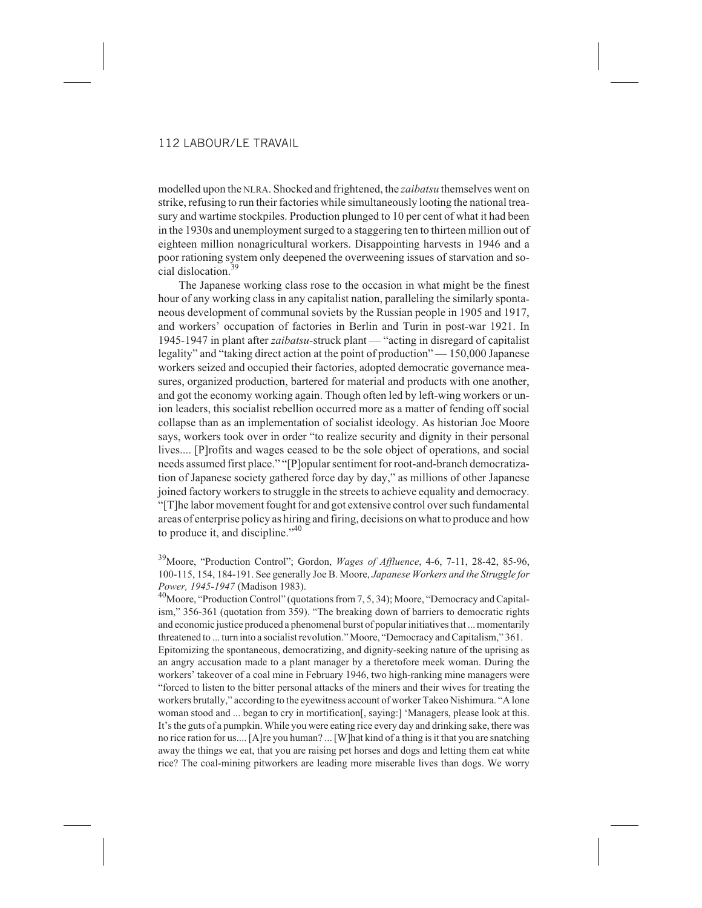modelled upon the NLRA. Shocked and frightened, the *zaibatsu* themselves went on strike, refusing to run their factories while simultaneously looting the national treasury and wartime stockpiles. Production plunged to 10 per cent of what it had been in the 1930s and unemployment surged to a staggering ten to thirteen million out of eighteen million nonagricultural workers. Disappointing harvests in 1946 and a poor rationing system only deepened the overweening issues of starvation and social dislocation.[39]

The Japanese working class rose to the occasion in what might be the finest hour of any working class in any capitalist nation, paralleling the similarly spontaneous development of communal soviets by the Russian people in 1905 and 1917, and workers' occupation of factories in Berlin and Turin in post-war 1921. In 1945-1947 in plant after *zaibatsu*-struck plant — "acting in disregard of capitalist legality" and "taking direct action at the point of production" — 150,000 Japanese workers seized and occupied their factories, adopted democratic governance measures, organized production, bartered for material and products with one another, and got the economy working again. Though often led by left-wing workers or union leaders, this socialist rebellion occurred more as a matter of fending off social collapse than as an implementation of socialist ideology. As historian Joe Moore says, workers took over in order "to realize security and dignity in their personal lives.... [P]rofits and wages ceased to be the sole object of operations, and social needs assumed first place." "[P]opular sentiment for root-and-branch democratization of Japanese society gathered force day by day," as millions of other Japanese joined factory workers to struggle in the streets to achieve equality and democracy. "[T]he labor movement fought for and got extensive control over such fundamental areas of enterprise policy as hiring and firing, decisions on what to produce and how to produce it, and discipline."[40]

[39] Moore, "Production Control"; Gordon, *Wages of Affluence*, 4-6, 7-11, 28-42, 85-96, 100-115, 154, 184-191. See generally Joe B. Moore, *Japanese Workers and the Struggle for Power, 1945-1947* (Madison 1983).

[40] Moore, "Production Control" (quotations from 7, 5, 34); Moore, "Democracy and Capitalism," 356-361 (quotation from 359). "The breaking down of barriers to democratic rights and economic justice produced a phenomenal burst of popular initiatives that ... momentarily threatened to ... turn into a socialist revolution." Moore, "Democracy and Capitalism," 361. Epitomizing the spontaneous, democratizing, and dignity-seeking nature of the uprising as an angry accusation made to a plant manager by a theretofore meek woman. During the workers' takeover of a coal mine in February 1946, two high-ranking mine managers were "forced to listen to the bitter personal attacks of the miners and their wives for treating the workers brutally," according to the eyewitness account of worker Takeo Nishimura. "A lone woman stood and ... began to cry in mortification[, saying:] 'Managers, please look at this. It's the guts of a pumpkin. While you were eating rice every day and drinking sake, there was no rice ration for us.... [A]re you human? ... [W]hat kind of a thing is it that you are snatching away the things we eat, that you are raising pet horses and dogs and letting them eat white rice? The coal-mining pitworkers are leading more miserable lives than dogs. We worry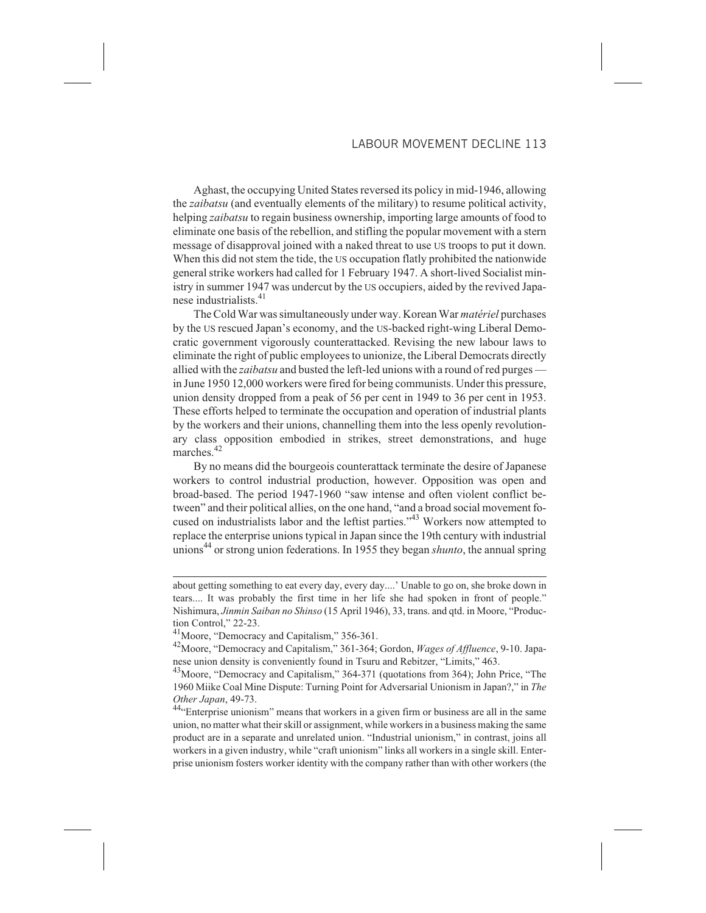Aghast, the occupying United States reversed its policy in mid-1946, allowing the *zaibatsu* (and eventually elements of the military) to resume political activity, helping *zaibatsu* to regain business ownership, importing large amounts of food to eliminate one basis of the rebellion, and stifling the popular movement with a stern message of disapproval joined with a naked threat to use US troops to put it down. When this did not stem the tide, the US occupation flatly prohibited the nationwide general strike workers had called for 1 February 1947. A short-lived Socialist ministry in summer 1947 was undercut by the US occupiers, aided by the revived Japanese industrialists.[41]

The Cold War was simultaneously under way. Korean War *matériel* purchases by the US rescued Japan's economy, and the US-backed right-wing Liberal Democratic government vigorously counterattacked. Revising the new labour laws to eliminate the right of public employees to unionize, the Liberal Democrats directly allied with the *zaibatsu* and busted the left-led unions with a round of red purges — in June 1950 12,000 workers were fired for being communists. Under this pressure, union density dropped from a peak of 56 per cent in 1949 to 36 per cent in 1953. These efforts helped to terminate the occupation and operation of industrial plants by the workers and their unions, channelling them into the less openly revolutionary class opposition embodied in strikes, street demonstrations, and huge marches.[42]

By no means did the bourgeois counterattack terminate the desire of Japanese workers to control industrial production, however. Opposition was open and broad-based. The period 1947-1960 "saw intense and often violent conflict between" and their political allies, on the one hand, "and a broad social movement focused on industrialists labor and the leftist parties."[43] Workers now attempted to replace the enterprise unions typical in Japan since the 19th century with industrial unions[44] or strong union federations. In 1955 they began *shunto*, the annual spring

---

about getting something to eat every day, every day....' Unable to go on, she broke down in tears.... It was probably the first time in her life she had spoken in front of people." Nishimura, *Jinmin Saiban no Shinso* (15 April 1946), 33, trans. and qtd. in Moore, "Production Control," 22-23.

[41]Moore, "Democracy and Capitalism," 356-361.

[42]Moore, "Democracy and Capitalism," 361-364; Gordon, *Wages of Affluence*, 9-10. Japanese union density is conveniently found in Tsuru and Rebitzer, "Limits," 463.

[43]Moore, "Democracy and Capitalism," 364-371 (quotations from 364); John Price, "The 1960 Miike Coal Mine Dispute: Turning Point for Adversarial Unionism in Japan?," in *The Other Japan*, 49-73.

[44]"Enterprise unionism" means that workers in a given firm or business are all in the same union, no matter what their skill or assignment, while workers in a business making the same product are in a separate and unrelated union. "Industrial unionism," in contrast, joins all workers in a given industry, while "craft unionism" links all workers in a single skill. Enterprise unionism fosters worker identity with the company rather than with other workers (the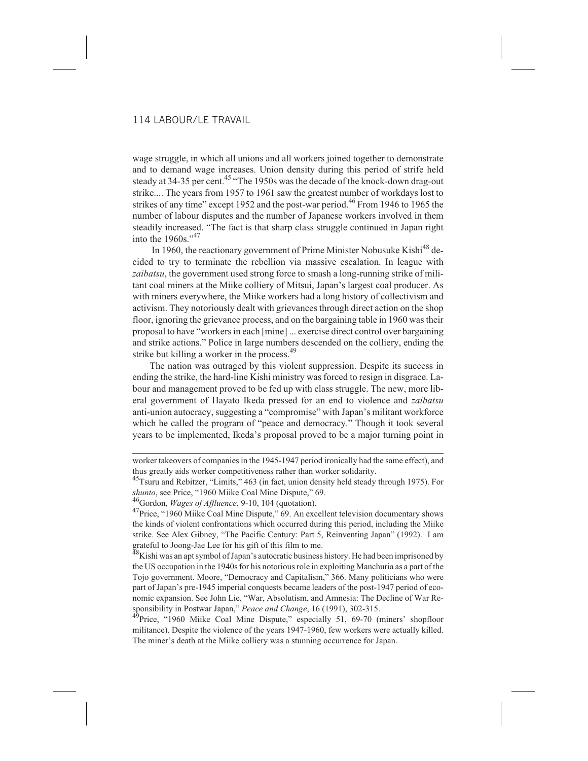wage struggle, in which all unions and all workers joined together to demonstrate and to demand wage increases. Union density during this period of strife held steady at 34-35 per cent.[45] "The 1950s was the decade of the knock-down drag-out strike.... The years from 1957 to 1961 saw the greatest number of workdays lost to strikes of any time" except 1952 and the post-war period.[46] From 1946 to 1965 the number of labour disputes and the number of Japanese workers involved in them steadily increased. "The fact is that sharp class struggle continued in Japan right into the 1960s."[47]

In 1960, the reactionary government of Prime Minister Nobusuke Kishi[48] decided to try to terminate the rebellion via massive escalation. In league with *zaibatsu*, the government used strong force to smash a long-running strike of militant coal miners at the Miike colliery of Mitsui, Japan's largest coal producer. As with miners everywhere, the Miike workers had a long history of collectivism and activism. They notoriously dealt with grievances through direct action on the shop floor, ignoring the grievance process, and on the bargaining table in 1960 was their proposal to have "workers in each [mine] ... exercise direct control over bargaining and strike actions." Police in large numbers descended on the colliery, ending the strike but killing a worker in the process.[49]

The nation was outraged by this violent suppression. Despite its success in ending the strike, the hard-line Kishi ministry was forced to resign in disgrace. Labour and management proved to be fed up with class struggle. The new, more liberal government of Hayato Ikeda pressed for an end to violence and *zaibatsu* anti-union autocracy, suggesting a "compromise" with Japan's militant workforce which he called the program of "peace and democracy." Though it took several years to be implemented, Ikeda's proposal proved to be a major turning point in

---

worker takeovers of companies in the 1945-1947 period ironically had the same effect), and thus greatly aids worker competitiveness rather than worker solidarity.

[45]Tsuru and Rebitzer, "Limits," 463 (in fact, union density held steady through 1975). For *shunto*, see Price, "1960 Miike Coal Mine Dispute," 69.

[46]Gordon, *Wages of Affluence*, 9-10, 104 (quotation).

[47]Price, "1960 Miike Coal Mine Dispute," 69. An excellent television documentary shows the kinds of violent confrontations which occurred during this period, including the Miike strike. See Alex Gibney, "The Pacific Century: Part 5, Reinventing Japan" (1992). I am grateful to Joong-Jae Lee for his gift of this film to me.

[48]Kishi was an apt symbol of Japan's autocratic business history. He had been imprisoned by the US occupation in the 1940s for his notorious role in exploiting Manchuria as a part of the Tojo government. Moore, "Democracy and Capitalism," 366. Many politicians who were part of Japan's pre-1945 imperial conquests became leaders of the post-1947 period of economic expansion. See John Lie, "War, Absolutism, and Amnesia: The Decline of War Responsibility in Postwar Japan," *Peace and Change*, 16 (1991), 302-315.

[49]Price, "1960 Miike Coal Mine Dispute," especially 51, 69-70 (miners' shopfloor militance). Despite the violence of the years 1947-1960, few workers were actually killed. The miner's death at the Miike colliery was a stunning occurrence for Japan.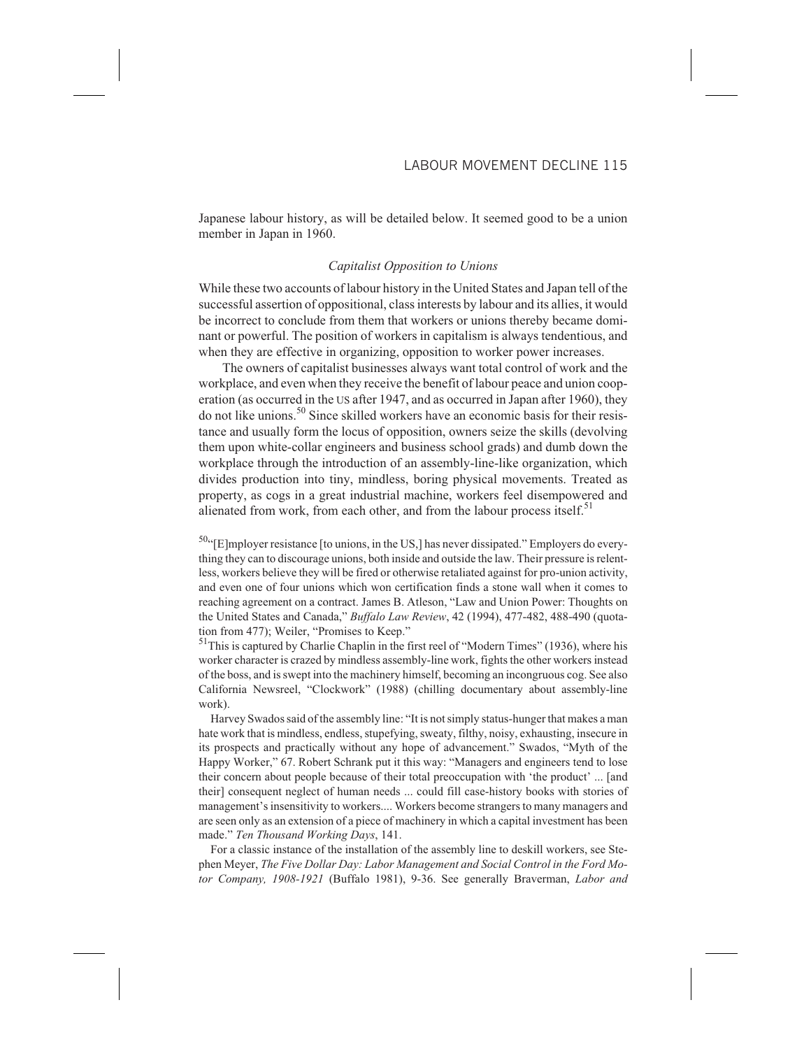Japanese labour history, as will be detailed below. It seemed good to be a union member in Japan in 1960.

### *Capitalist Opposition to Unions*

While these two accounts of labour history in the United States and Japan tell of the successful assertion of oppositional, class interests by labour and its allies, it would be incorrect to conclude from them that workers or unions thereby became dominant or powerful. The position of workers in capitalism is always tendentious, and when they are effective in organizing, opposition to worker power increases.

The owners of capitalist businesses always want total control of work and the workplace, and even when they receive the benefit of labour peace and union cooperation (as occurred in the US after 1947, and as occurred in Japan after 1960), they do not like unions.[50] Since skilled workers have an economic basis for their resistance and usually form the locus of opposition, owners seize the skills (devolving them upon white-collar engineers and business school grads) and dumb down the workplace through the introduction of an assembly-line-like organization, which divides production into tiny, mindless, boring physical movements. Treated as property, as cogs in a great industrial machine, workers feel disempowered and alienated from work, from each other, and from the labour process itself.[51]

[50] "[E]mployer resistance [to unions, in the US,] has never dissipated." Employers do everything they can to discourage unions, both inside and outside the law. Their pressure is relentless, workers believe they will be fired or otherwise retaliated against for pro-union activity, and even one of four unions which won certification finds a stone wall when it comes to reaching agreement on a contract. James B. Atleson, "Law and Union Power: Thoughts on the United States and Canada," *Buffalo Law Review*, 42 (1994), 477-482, 488-490 (quotation from 477); Weiler, "Promises to Keep."

[51] This is captured by Charlie Chaplin in the first reel of "Modern Times" (1936), where his worker character is crazed by mindless assembly-line work, fights the other workers instead of the boss, and is swept into the machinery himself, becoming an incongruous cog. See also California Newsreel, "Clockwork" (1988) (chilling documentary about assembly-line work).

Harvey Swados said of the assembly line: "It is not simply status-hunger that makes a man hate work that is mindless, endless, stupefying, sweaty, filthy, noisy, exhausting, insecure in its prospects and practically without any hope of advancement." Swados, "Myth of the Happy Worker," 67. Robert Schrank put it this way: "Managers and engineers tend to lose their concern about people because of their total preoccupation with 'the product' ... [and their] consequent neglect of human needs ... could fill case-history books with stories of management's insensitivity to workers.... Workers become strangers to many managers and are seen only as an extension of a piece of machinery in which a capital investment has been made." *Ten Thousand Working Days*, 141.

For a classic instance of the installation of the assembly line to deskill workers, see Stephen Meyer, *The Five Dollar Day: Labor Management and Social Control in the Ford Motor Company, 1908-1921* (Buffalo 1981), 9-36. See generally Braverman, *Labor and*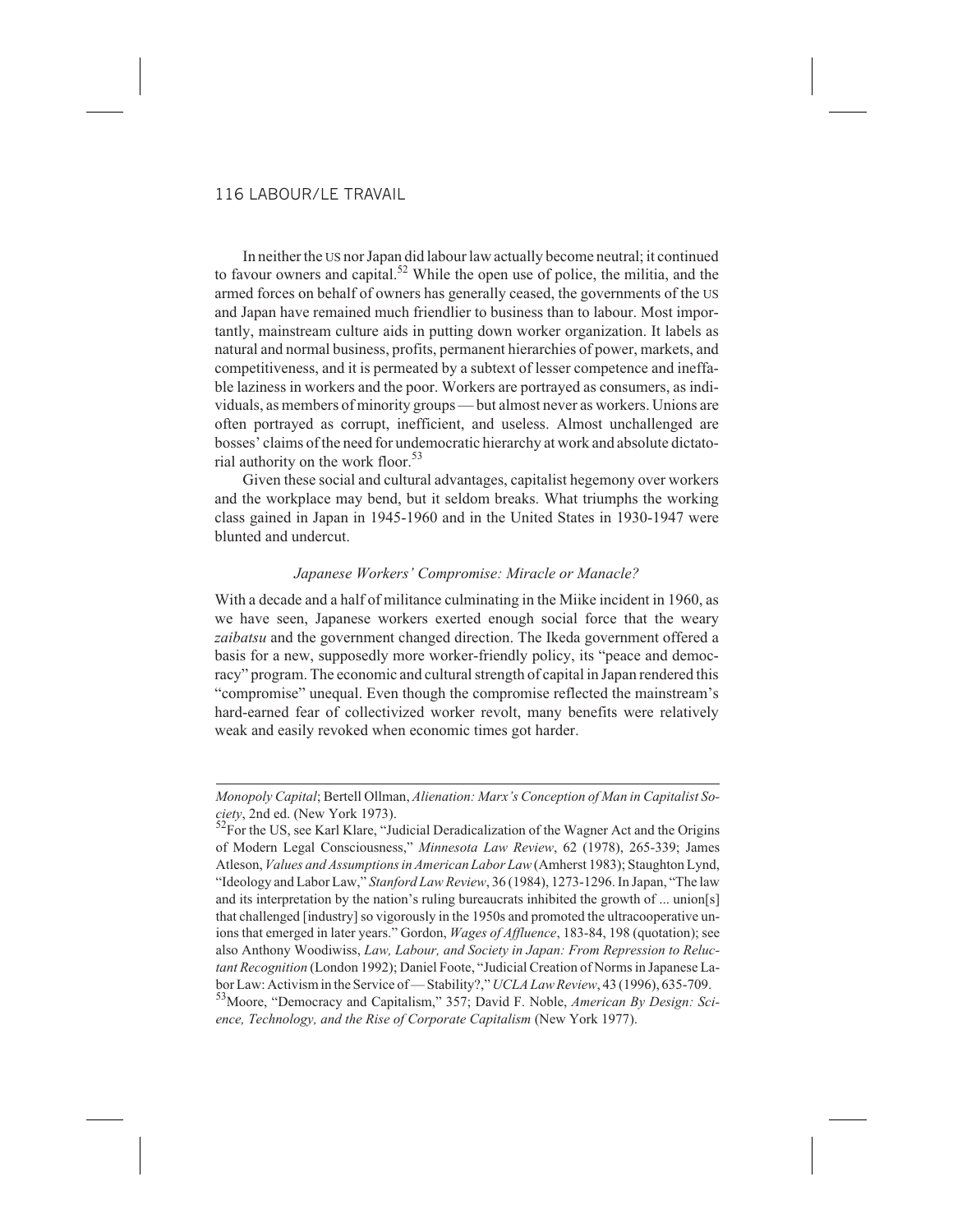In neither the US nor Japan did labour law actually become neutral; it continued to favour owners and capital.[52] While the open use of police, the militia, and the armed forces on behalf of owners has generally ceased, the governments of the US and Japan have remained much friendlier to business than to labour. Most importantly, mainstream culture aids in putting down worker organization. It labels as natural and normal business, profits, permanent hierarchies of power, markets, and competitiveness, and it is permeated by a subtext of lesser competence and ineffable laziness in workers and the poor. Workers are portrayed as consumers, as individuals, as members of minority groups — but almost never as workers. Unions are often portrayed as corrupt, inefficient, and useless. Almost unchallenged are bosses' claims of the need for undemocratic hierarchy at work and absolute dictatorial authority on the work floor.[53]

Given these social and cultural advantages, capitalist hegemony over workers and the workplace may bend, but it seldom breaks. What triumphs the working class gained in Japan in 1945-1960 and in the United States in 1930-1947 were blunted and undercut.

### *Japanese Workers' Compromise: Miracle or Manacle?*

With a decade and a half of militance culminating in the Miike incident in 1960, as we have seen, Japanese workers exerted enough social force that the weary *zaibatsu* and the government changed direction. The Ikeda government offered a basis for a new, supposedly more worker-friendly policy, its "peace and democracy" program. The economic and cultural strength of capital in Japan rendered this "compromise" unequal. Even though the compromise reflected the mainstream's hard-earned fear of collectivized worker revolt, many benefits were relatively weak and easily revoked when economic times got harder.

---

*Monopoly Capital*; Bertell Ollman, *Alienation: Marx's Conception of Man in Capitalist Society*, 2nd ed. (New York 1973).

[52]For the US, see Karl Klare, "Judicial Deradicalization of the Wagner Act and the Origins of Modern Legal Consciousness," *Minnesota Law Review*, 62 (1978), 265-339; James Atleson, *Values and Assumptions in American Labor Law* (Amherst 1983); Staughton Lynd, "Ideology and Labor Law," *Stanford Law Review*, 36 (1984), 1273-1296. In Japan, "The law and its interpretation by the nation's ruling bureaucrats inhibited the growth of ... union[s] that challenged [industry] so vigorously in the 1950s and promoted the ultracooperative unions that emerged in later years." Gordon, *Wages of Affluence*, 183-84, 198 (quotation); see also Anthony Woodiwiss, *Law, Labour, and Society in Japan: From Repression to Reluctant Recognition* (London 1992); Daniel Foote, "Judicial Creation of Norms in Japanese Labor Law: Activism in the Service of — Stability?," *UCLA Law Review*, 43 (1996), 635-709.

[53]Moore, "Democracy and Capitalism," 357; David F. Noble, *American By Design: Science, Technology, and the Rise of Corporate Capitalism* (New York 1977).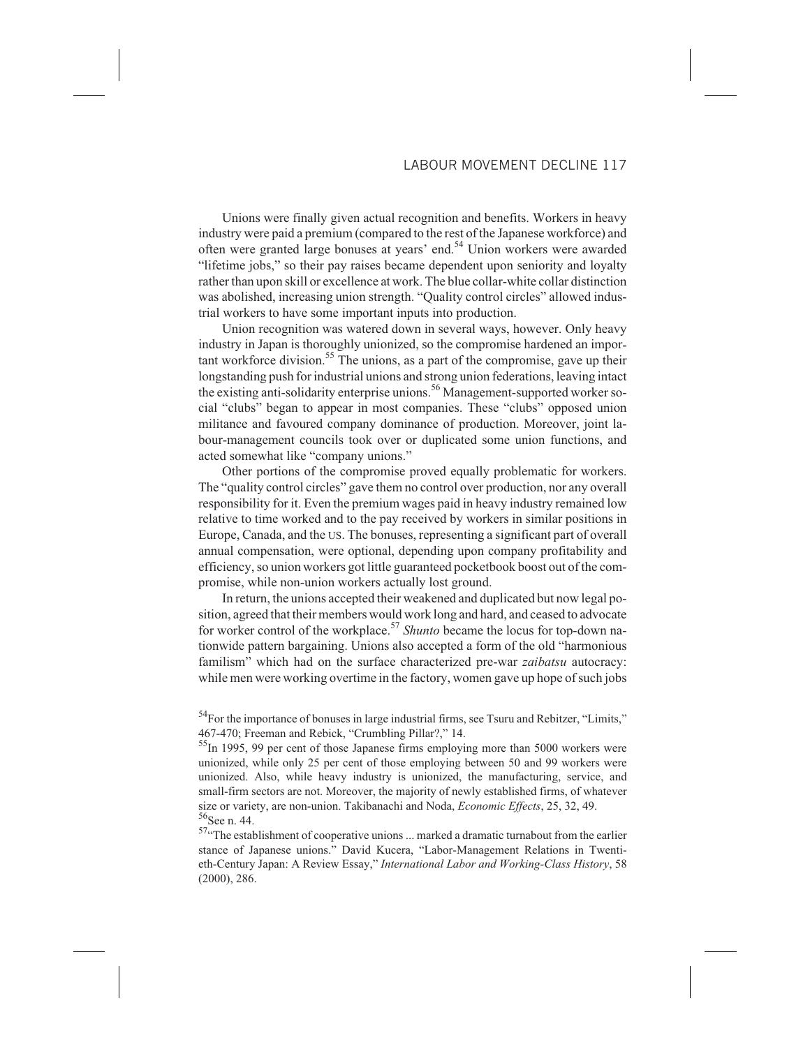Unions were finally given actual recognition and benefits. Workers in heavy industry were paid a premium (compared to the rest of the Japanese workforce) and often were granted large bonuses at years' end.[54] Union workers were awarded "lifetime jobs," so their pay raises became dependent upon seniority and loyalty rather than upon skill or excellence at work. The blue collar-white collar distinction was abolished, increasing union strength. "Quality control circles" allowed industrial workers to have some important inputs into production.

Union recognition was watered down in several ways, however. Only heavy industry in Japan is thoroughly unionized, so the compromise hardened an important workforce division.[55] The unions, as a part of the compromise, gave up their longstanding push for industrial unions and strong union federations, leaving intact the existing anti-solidarity enterprise unions.[56] Management-supported worker social "clubs" began to appear in most companies. These "clubs" opposed union militance and favoured company dominance of production. Moreover, joint labour-management councils took over or duplicated some union functions, and acted somewhat like "company unions."

Other portions of the compromise proved equally problematic for workers. The "quality control circles" gave them no control over production, nor any overall responsibility for it. Even the premium wages paid in heavy industry remained low relative to time worked and to the pay received by workers in similar positions in Europe, Canada, and the US. The bonuses, representing a significant part of overall annual compensation, were optional, depending upon company profitability and efficiency, so union workers got little guaranteed pocketbook boost out of the compromise, while non-union workers actually lost ground.

In return, the unions accepted their weakened and duplicated but now legal position, agreed that their members would work long and hard, and ceased to advocate for worker control of the workplace.[57] *Shunto* became the locus for top-down nationwide pattern bargaining. Unions also accepted a form of the old "harmonious familism" which had on the surface characterized pre-war *zaibatsu* autocracy: while men were working overtime in the factory, women gave up hope of such jobs

[54] For the importance of bonuses in large industrial firms, see Tsuru and Rebitzer, "Limits," 467-470; Freeman and Rebick, "Crumbling Pillar?," 14.

[55] In 1995, 99 per cent of those Japanese firms employing more than 5000 workers were unionized, while only 25 per cent of those employing between 50 and 99 workers were unionized. Also, while heavy industry is unionized, the manufacturing, service, and small-firm sectors are not. Moreover, the majority of newly established firms, of whatever size or variety, are non-union. Takibanachi and Noda, *Economic Effects*, 25, 32, 49.

[56] See n. 44.

[57] "The establishment of cooperative unions ... marked a dramatic turnabout from the earlier stance of Japanese unions." David Kucera, "Labor-Management Relations in Twentieth-Century Japan: A Review Essay," *International Labor and Working-Class History*, 58 (2000), 286.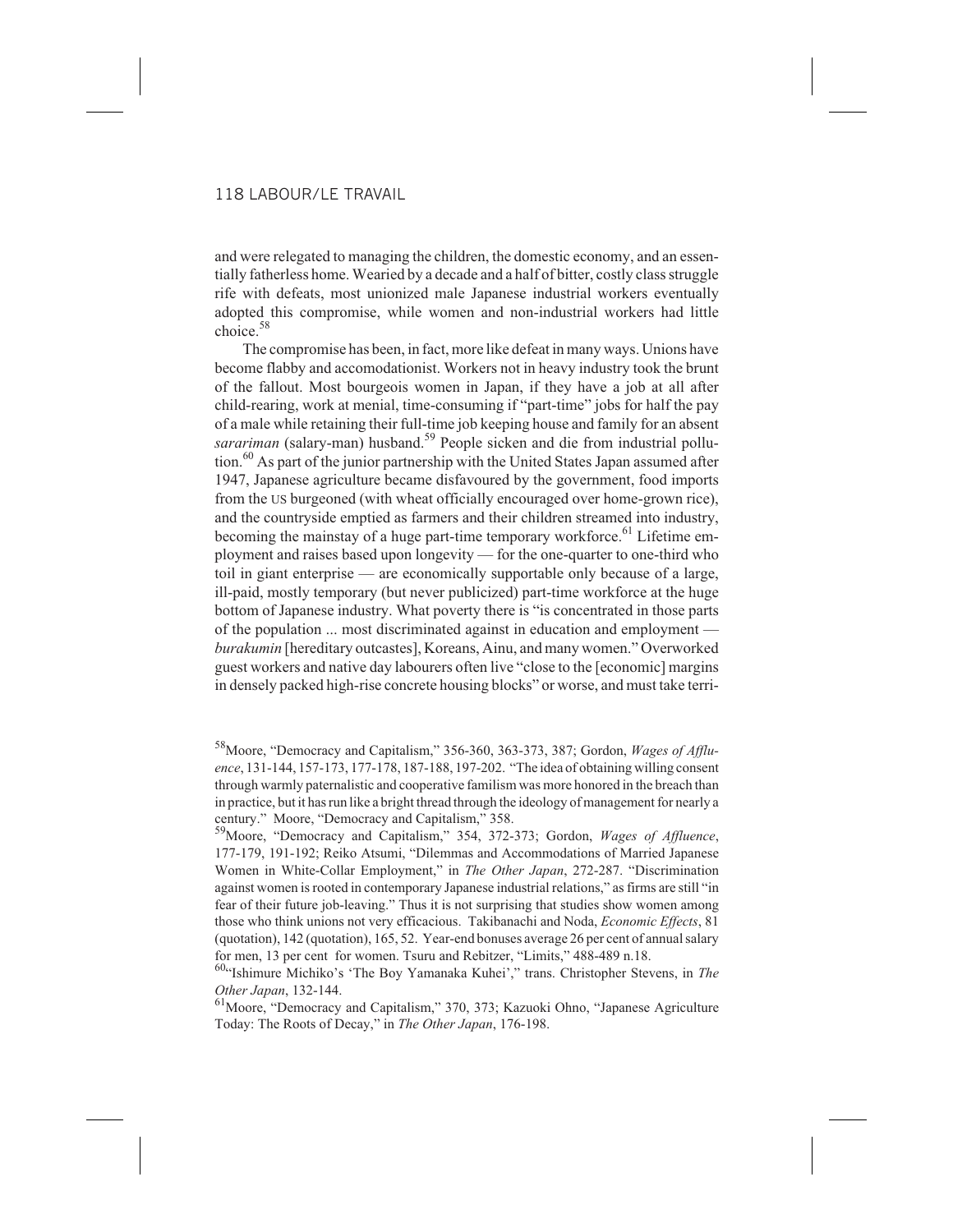and were relegated to managing the children, the domestic economy, and an essentially fatherless home. Wearied by a decade and a half of bitter, costly class struggle rife with defeats, most unionized male Japanese industrial workers eventually adopted this compromise, while women and non-industrial workers had little choice.[58]

The compromise has been, in fact, more like defeat in many ways. Unions have become flabby and accomodationist. Workers not in heavy industry took the brunt of the fallout. Most bourgeois women in Japan, if they have a job at all after child-rearing, work at menial, time-consuming if "part-time" jobs for half the pay of a male while retaining their full-time job keeping house and family for an absent *sarariman* (salary-man) husband.[59] People sicken and die from industrial pollution.[60] As part of the junior partnership with the United States Japan assumed after 1947, Japanese agriculture became disfavoured by the government, food imports from the US burgeoned (with wheat officially encouraged over home-grown rice), and the countryside emptied as farmers and their children streamed into industry, becoming the mainstay of a huge part-time temporary workforce.[61] Lifetime employment and raises based upon longevity — for the one-quarter to one-third who toil in giant enterprise — are economically supportable only because of a large, ill-paid, mostly temporary (but never publicized) part-time workforce at the huge bottom of Japanese industry. What poverty there is "is concentrated in those parts of the population ... most discriminated against in education and employment — *burakumin* [hereditary outcastes], Koreans, Ainu, and many women." Overworked guest workers and native day labourers often live "close to the [economic] margins in densely packed high-rise concrete housing blocks" or worse, and must take terri-

---

[58]Moore, "Democracy and Capitalism," 356-360, 363-373, 387; Gordon, *Wages of Affluence*, 131-144, 157-173, 177-178, 187-188, 197-202. "The idea of obtaining willing consent through warmly paternalistic and cooperative familism was more honored in the breach than in practice, but it has run like a bright thread through the ideology of management for nearly a century." Moore, "Democracy and Capitalism," 358.

[59]Moore, "Democracy and Capitalism," 354, 372-373; Gordon, *Wages of Affluence*, 177-179, 191-192; Reiko Atsumi, "Dilemmas and Accommodations of Married Japanese Women in White-Collar Employment," in *The Other Japan*, 272-287. "Discrimination against women is rooted in contemporary Japanese industrial relations," as firms are still "in fear of their future job-leaving." Thus it is not surprising that studies show women among those who think unions not very efficacious. Takibanachi and Noda, *Economic Effects*, 81 (quotation), 142 (quotation), 165, 52. Year-end bonuses average 26 per cent of annual salary for men, 13 per cent for women. Tsuru and Rebitzer, "Limits," 488-489 n.18.

[60]"Ishimure Michiko's 'The Boy Yamanaka Kuhei'," trans. Christopher Stevens, in *The Other Japan*, 132-144.

[61]Moore, "Democracy and Capitalism," 370, 373; Kazuoki Ohno, "Japanese Agriculture Today: The Roots of Decay," in *The Other Japan*, 176-198.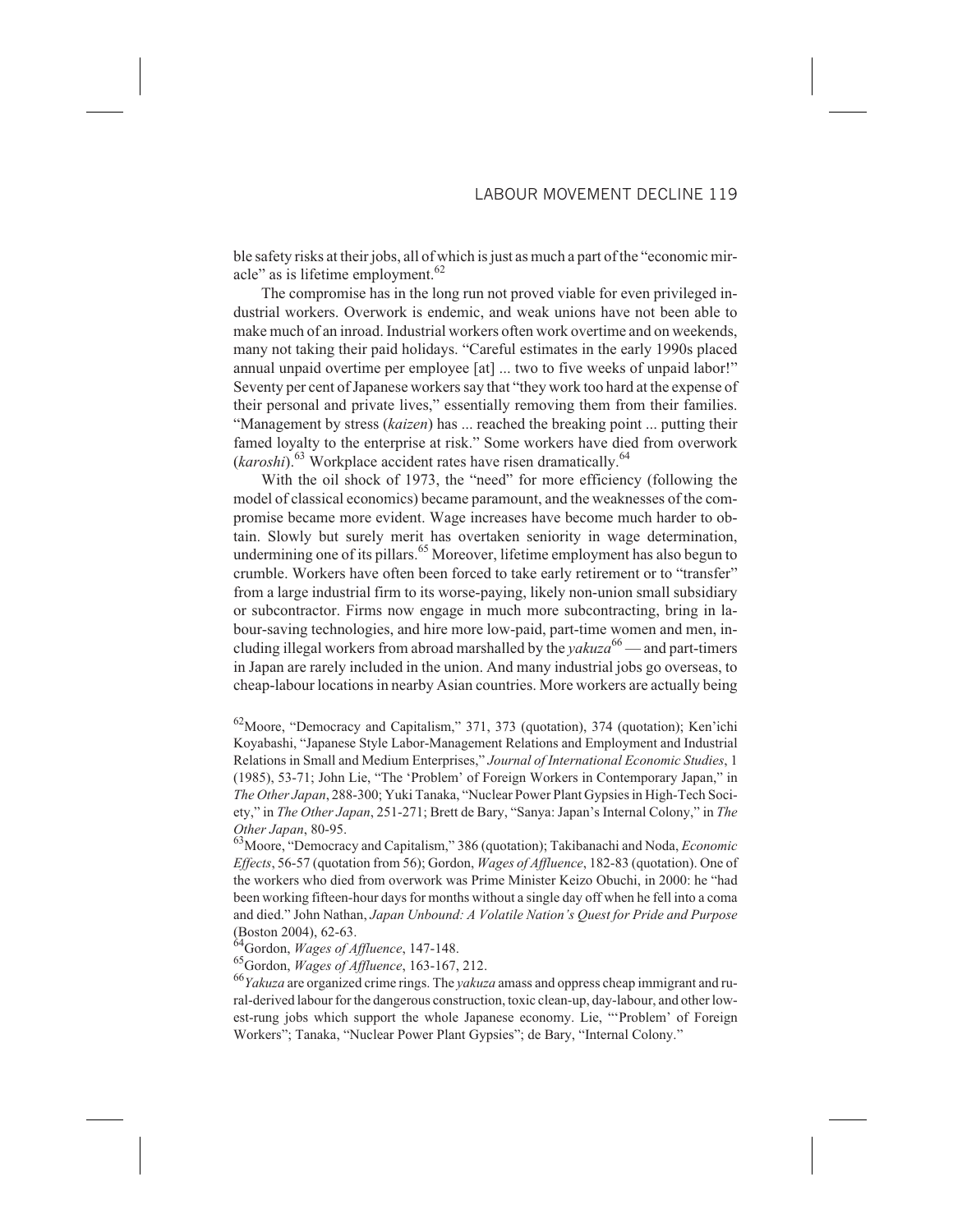ble safety risks at their jobs, all of which is just as much a part of the "economic miracle" as is lifetime employment.[62]

The compromise has in the long run not proved viable for even privileged industrial workers. Overwork is endemic, and weak unions have not been able to make much of an inroad. Industrial workers often work overtime and on weekends, many not taking their paid holidays. "Careful estimates in the early 1990s placed annual unpaid overtime per employee [at] ... two to five weeks of unpaid labor!" Seventy per cent of Japanese workers say that "they work too hard at the expense of their personal and private lives," essentially removing them from their families. "Management by stress (*kaizen*) has ... reached the breaking point ... putting their famed loyalty to the enterprise at risk." Some workers have died from overwork (*karoshi*).[63] Workplace accident rates have risen dramatically.[64]

With the oil shock of 1973, the "need" for more efficiency (following the model of classical economics) became paramount, and the weaknesses of the compromise became more evident. Wage increases have become much harder to obtain. Slowly but surely merit has overtaken seniority in wage determination, undermining one of its pillars.[65] Moreover, lifetime employment has also begun to crumble. Workers have often been forced to take early retirement or to "transfer" from a large industrial firm to its worse-paying, likely non-union small subsidiary or subcontractor. Firms now engage in much more subcontracting, bring in labour-saving technologies, and hire more low-paid, part-time women and men, including illegal workers from abroad marshalled by the *yakuza*[66] — and part-timers in Japan are rarely included in the union. And many industrial jobs go overseas, to cheap-labour locations in nearby Asian countries. More workers are actually being

[62]Moore, "Democracy and Capitalism," 371, 373 (quotation), 374 (quotation); Ken'ichi Koyabashi, "Japanese Style Labor-Management Relations and Employment and Industrial Relations in Small and Medium Enterprises," *Journal of International Economic Studies*, 1 (1985), 53-71; John Lie, "The 'Problem' of Foreign Workers in Contemporary Japan," in *The Other Japan*, 288-300; Yuki Tanaka, "Nuclear Power Plant Gypsies in High-Tech Society," in *The Other Japan*, 251-271; Brett de Bary, "Sanya: Japan's Internal Colony," in *The Other Japan*, 80-95.

[63]Moore, "Democracy and Capitalism," 386 (quotation); Takibanachi and Noda, *Economic Effects*, 56-57 (quotation from 56); Gordon, *Wages of Affluence*, 182-83 (quotation). One of the workers who died from overwork was Prime Minister Keizo Obuchi, in 2000: he "had been working fifteen-hour days for months without a single day off when he fell into a coma and died." John Nathan, *Japan Unbound: A Volatile Nation's Quest for Pride and Purpose* (Boston 2004), 62-63.

[64]Gordon, *Wages of Affluence*, 147-148.

[65]Gordon, *Wages of Affluence*, 163-167, 212.

[66]*Yakuza* are organized crime rings. The *yakuza* amass and oppress cheap immigrant and rural-derived labour for the dangerous construction, toxic clean-up, day-labour, and other lowest-rung jobs which support the whole Japanese economy. Lie, "'Problem' of Foreign Workers"; Tanaka, "Nuclear Power Plant Gypsies"; de Bary, "Internal Colony."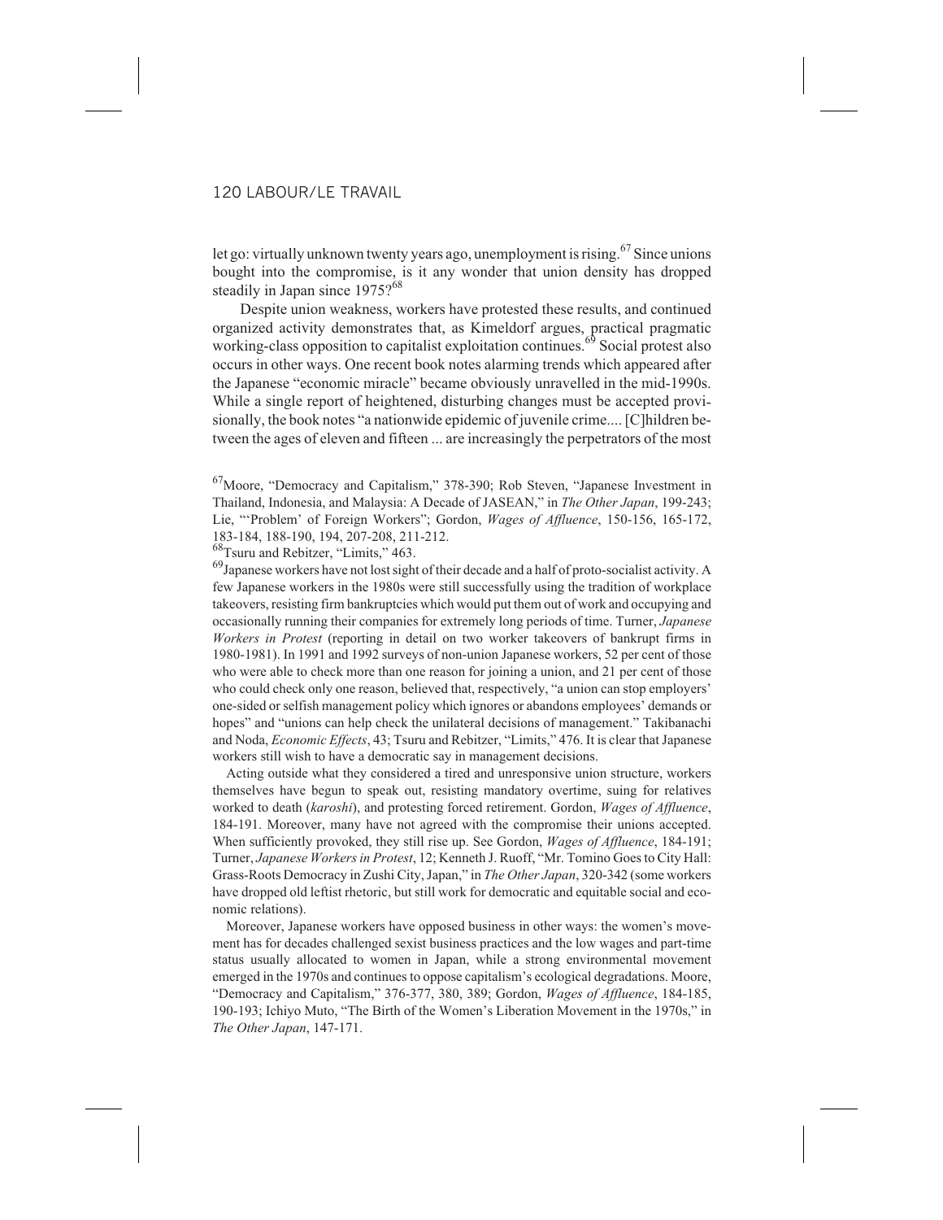let go: virtually unknown twenty years ago, unemployment is rising.[67] Since unions bought into the compromise, is it any wonder that union density has dropped steadily in Japan since 1975?[68]

Despite union weakness, workers have protested these results, and continued organized activity demonstrates that, as Kimeldorf argues, practical pragmatic working-class opposition to capitalist exploitation continues.[69] Social protest also occurs in other ways. One recent book notes alarming trends which appeared after the Japanese "economic miracle" became obviously unravelled in the mid-1990s. While a single report of heightened, disturbing changes must be accepted provisionally, the book notes "a nationwide epidemic of juvenile crime.... [C]hildren between the ages of eleven and fifteen ... are increasingly the perpetrators of the most

[67]Moore, "Democracy and Capitalism," 378-390; Rob Steven, "Japanese Investment in Thailand, Indonesia, and Malaysia: A Decade of JASEAN," in *The Other Japan*, 199-243; Lie, "'Problem' of Foreign Workers"; Gordon, *Wages of Affluence*, 150-156, 165-172, 183-184, 188-190, 194, 207-208, 211-212.

[68]Tsuru and Rebitzer, "Limits," 463.

[69]Japanese workers have not lost sight of their decade and a half of proto-socialist activity. A few Japanese workers in the 1980s were still successfully using the tradition of workplace takeovers, resisting firm bankruptcies which would put them out of work and occupying and occasionally running their companies for extremely long periods of time. Turner, *Japanese Workers in Protest* (reporting in detail on two worker takeovers of bankrupt firms in 1980-1981). In 1991 and 1992 surveys of non-union Japanese workers, 52 per cent of those who were able to check more than one reason for joining a union, and 21 per cent of those who could check only one reason, believed that, respectively, "a union can stop employers' one-sided or selfish management policy which ignores or abandons employees' demands or hopes" and "unions can help check the unilateral decisions of management." Takibanachi and Noda, *Economic Effects*, 43; Tsuru and Rebitzer, "Limits," 476. It is clear that Japanese workers still wish to have a democratic say in management decisions.

Acting outside what they considered a tired and unresponsive union structure, workers themselves have begun to speak out, resisting mandatory overtime, suing for relatives worked to death (*karoshi*), and protesting forced retirement. Gordon, *Wages of Affluence*, 184-191. Moreover, many have not agreed with the compromise their unions accepted. When sufficiently provoked, they still rise up. See Gordon, *Wages of Affluence*, 184-191; Turner, *Japanese Workers in Protest*, 12; Kenneth J. Ruoff, "Mr. Tomino Goes to City Hall: Grass-Roots Democracy in Zushi City, Japan," in *The Other Japan*, 320-342 (some workers have dropped old leftist rhetoric, but still work for democratic and equitable social and economic relations).

Moreover, Japanese workers have opposed business in other ways: the women's movement has for decades challenged sexist business practices and the low wages and part-time status usually allocated to women in Japan, while a strong environmental movement emerged in the 1970s and continues to oppose capitalism's ecological degradations. Moore, "Democracy and Capitalism," 376-377, 380, 389; Gordon, *Wages of Affluence*, 184-185, 190-193; Ichiyo Muto, "The Birth of the Women's Liberation Movement in the 1970s," in *The Other Japan*, 147-171.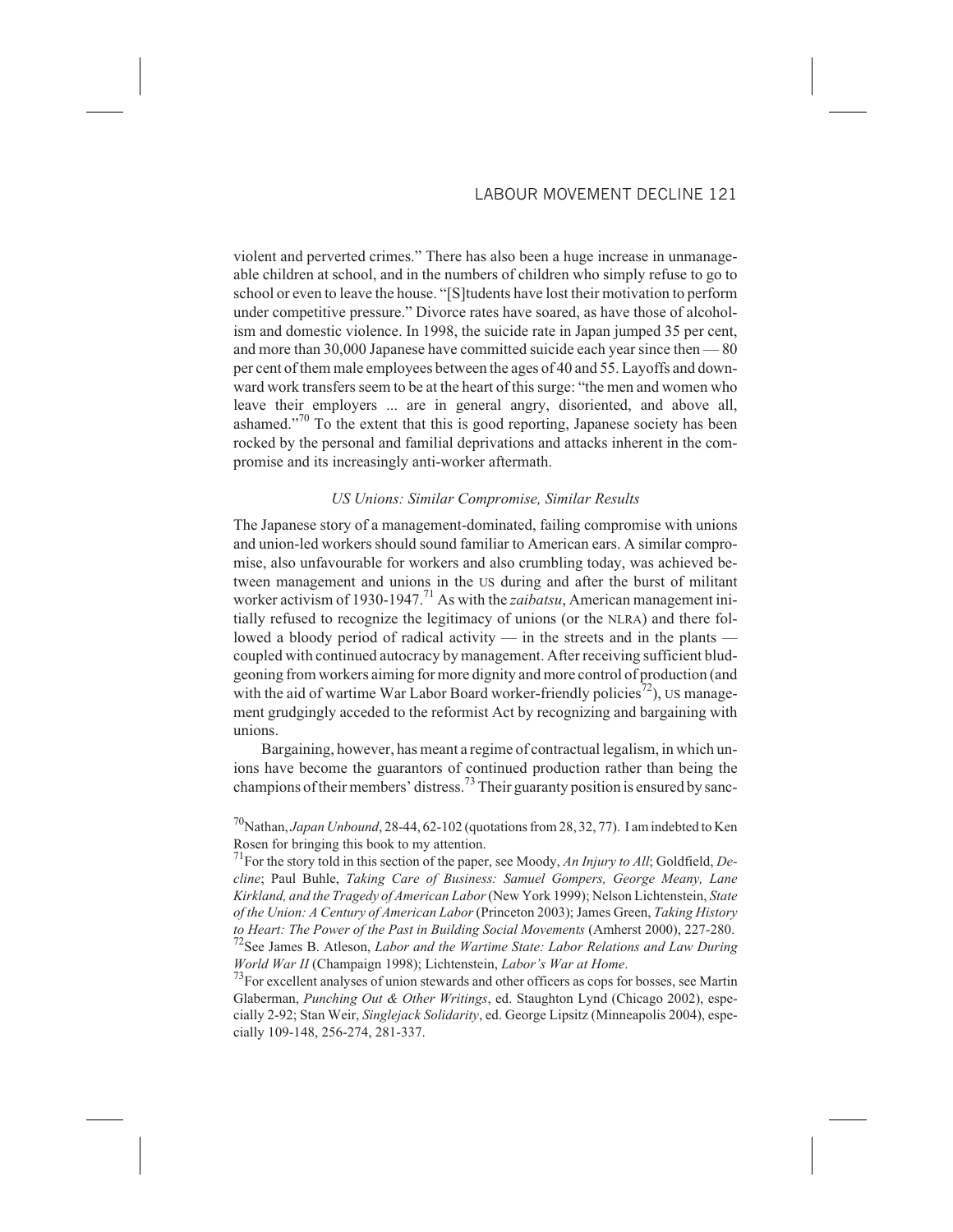violent and perverted crimes." There has also been a huge increase in unmanageable children at school, and in the numbers of children who simply refuse to go to school or even to leave the house. "[S]tudents have lost their motivation to perform under competitive pressure." Divorce rates have soared, as have those of alcoholism and domestic violence. In 1998, the suicide rate in Japan jumped 35 per cent, and more than 30,000 Japanese have committed suicide each year since then — 80 per cent of them male employees between the ages of 40 and 55. Layoffs and downward work transfers seem to be at the heart of this surge: "the men and women who leave their employers ... are in general angry, disoriented, and above all, ashamed."[70] To the extent that this is good reporting, Japanese society has been rocked by the personal and familial deprivations and attacks inherent in the compromise and its increasingly anti-worker aftermath.

### *US Unions: Similar Compromise, Similar Results*

The Japanese story of a management-dominated, failing compromise with unions and union-led workers should sound familiar to American ears. A similar compromise, also unfavourable for workers and also crumbling today, was achieved between management and unions in the US during and after the burst of militant worker activism of 1930-1947.[71] As with the *zaibatsu*, American management initially refused to recognize the legitimacy of unions (or the NLRA) and there followed a bloody period of radical activity — in the streets and in the plants — coupled with continued autocracy by management. After receiving sufficient bludgeoning from workers aiming for more dignity and more control of production (and with the aid of wartime War Labor Board worker-friendly policies[72]), US management grudgingly acceded to the reformist Act by recognizing and bargaining with unions.

Bargaining, however, has meant a regime of contractual legalism, in which unions have become the guarantors of continued production rather than being the champions of their members' distress.[73] Their guaranty position is ensured by sanc-

---

[70] Nathan, *Japan Unbound*, 28-44, 62-102 (quotations from 28, 32, 77). I am indebted to Ken Rosen for bringing this book to my attention.

[71] For the story told in this section of the paper, see Moody, *An Injury to All*; Goldfield, *Decline*; Paul Buhle, *Taking Care of Business: Samuel Gompers, George Meany, Lane Kirkland, and the Tragedy of American Labor* (New York 1999); Nelson Lichtenstein, *State of the Union: A Century of American Labor* (Princeton 2003); James Green, *Taking History to Heart: The Power of the Past in Building Social Movements* (Amherst 2000), 227-280.

[72] See James B. Atleson, *Labor and the Wartime State: Labor Relations and Law During World War II* (Champaign 1998); Lichtenstein, *Labor's War at Home*.

[73] For excellent analyses of union stewards and other officers as cops for bosses, see Martin Glaberman, *Punching Out & Other Writings*, ed. Staughton Lynd (Chicago 2002), especially 2-92; Stan Weir, *Singlejack Solidarity*, ed. George Lipsitz (Minneapolis 2004), especially 109-148, 256-274, 281-337.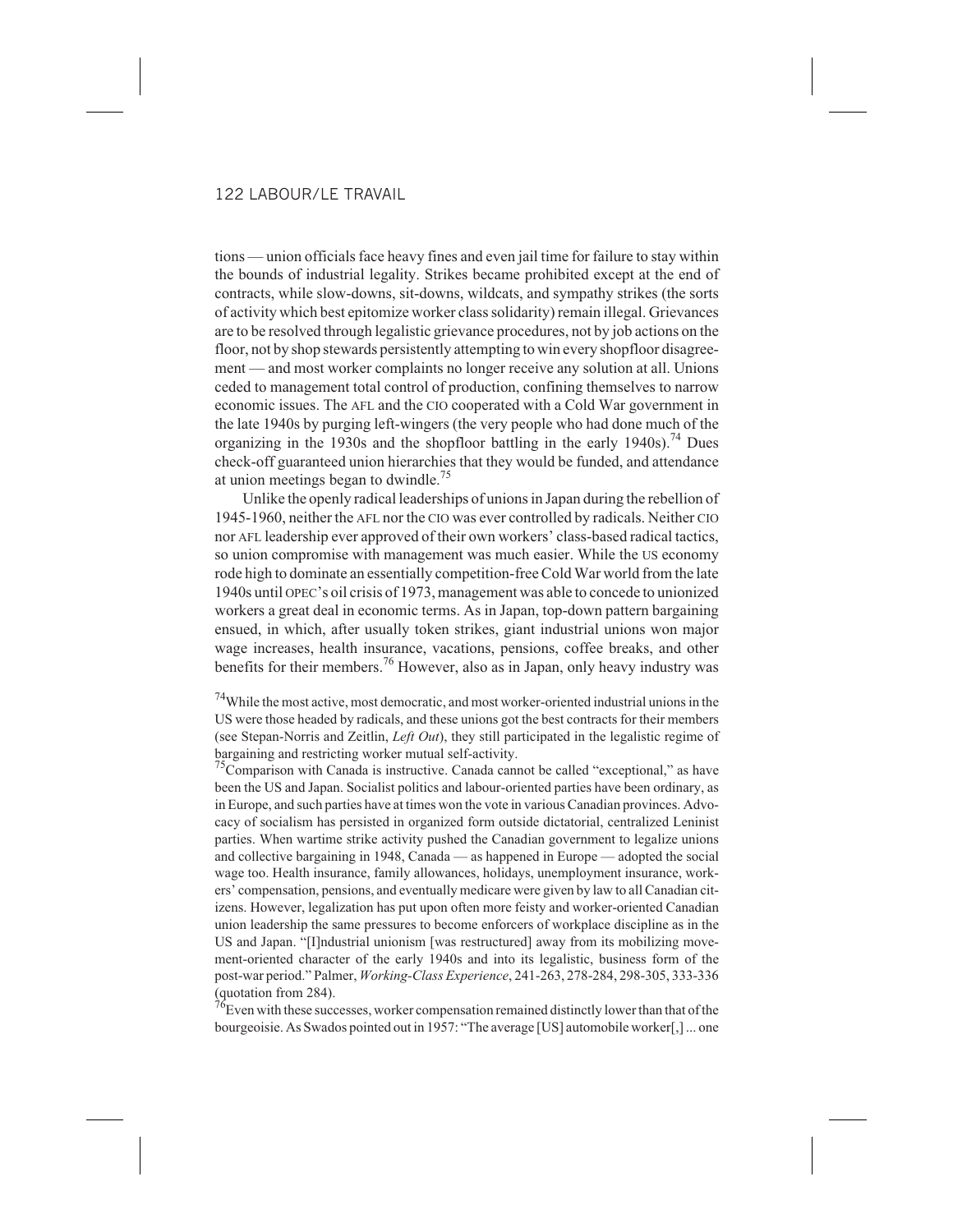tions — union officials face heavy fines and even jail time for failure to stay within the bounds of industrial legality. Strikes became prohibited except at the end of contracts, while slow-downs, sit-downs, wildcats, and sympathy strikes (the sorts of activity which best epitomize worker class solidarity) remain illegal. Grievances are to be resolved through legalistic grievance procedures, not by job actions on the floor, not by shop stewards persistently attempting to win every shopfloor disagreement — and most worker complaints no longer receive any solution at all. Unions ceded to management total control of production, confining themselves to narrow economic issues. The AFL and the CIO cooperated with a Cold War government in the late 1940s by purging left-wingers (the very people who had done much of the organizing in the 1930s and the shopfloor battling in the early 1940s).[74] Dues check-off guaranteed union hierarchies that they would be funded, and attendance at union meetings began to dwindle.[75]

Unlike the openly radical leaderships of unions in Japan during the rebellion of 1945-1960, neither the AFL nor the CIO was ever controlled by radicals. Neither CIO nor AFL leadership ever approved of their own workers' class-based radical tactics, so union compromise with management was much easier. While the US economy rode high to dominate an essentially competition-free Cold War world from the late 1940s until OPEC's oil crisis of 1973, management was able to concede to unionized workers a great deal in economic terms. As in Japan, top-down pattern bargaining ensued, in which, after usually token strikes, giant industrial unions won major wage increases, health insurance, vacations, pensions, coffee breaks, and other benefits for their members.[76] However, also as in Japan, only heavy industry was

[74]While the most active, most democratic, and most worker-oriented industrial unions in the US were those headed by radicals, and these unions got the best contracts for their members (see Stepan-Norris and Zeitlin, *Left Out*), they still participated in the legalistic regime of bargaining and restricting worker mutual self-activity.

[75]Comparison with Canada is instructive. Canada cannot be called "exceptional," as have been the US and Japan. Socialist politics and labour-oriented parties have been ordinary, as in Europe, and such parties have at times won the vote in various Canadian provinces. Advocacy of socialism has persisted in organized form outside dictatorial, centralized Leninist parties. When wartime strike activity pushed the Canadian government to legalize unions and collective bargaining in 1948, Canada — as happened in Europe — adopted the social wage too. Health insurance, family allowances, holidays, unemployment insurance, workers' compensation, pensions, and eventually medicare were given by law to all Canadian citizens. However, legalization has put upon often more feisty and worker-oriented Canadian union leadership the same pressures to become enforcers of workplace discipline as in the US and Japan. "[I]ndustrial unionism [was restructured] away from its mobilizing movement-oriented character of the early 1940s and into its legalistic, business form of the post-war period." Palmer, *Working-Class Experience*, 241-263, 278-284, 298-305, 333-336 (quotation from 284).

[76]Even with these successes, worker compensation remained distinctly lower than that of the bourgeoisie. As Swados pointed out in 1957: "The average [US] automobile worker[,] ... one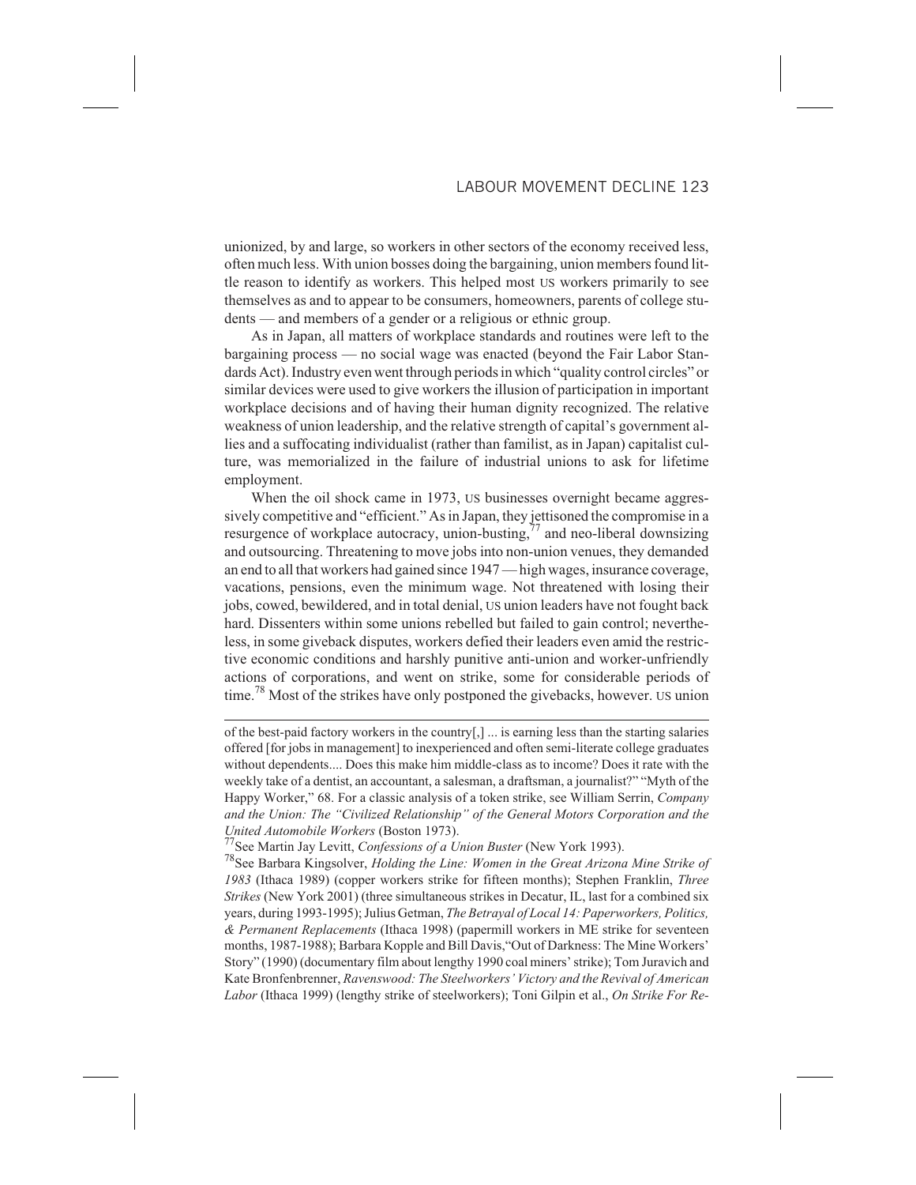unionized, by and large, so workers in other sectors of the economy received less, often much less. With union bosses doing the bargaining, union members found little reason to identify as workers. This helped most US workers primarily to see themselves as and to appear to be consumers, homeowners, parents of college students — and members of a gender or a religious or ethnic group.

As in Japan, all matters of workplace standards and routines were left to the bargaining process — no social wage was enacted (beyond the Fair Labor Standards Act). Industry even went through periods in which "quality control circles" or similar devices were used to give workers the illusion of participation in important workplace decisions and of having their human dignity recognized. The relative weakness of union leadership, and the relative strength of capital's government allies and a suffocating individualist (rather than familist, as in Japan) capitalist culture, was memorialized in the failure of industrial unions to ask for lifetime employment.

When the oil shock came in 1973, US businesses overnight became aggressively competitive and "efficient." As in Japan, they jettisoned the compromise in a resurgence of workplace autocracy, union-busting,[77] and neo-liberal downsizing and outsourcing. Threatening to move jobs into non-union venues, they demanded an end to all that workers had gained since 1947 — high wages, insurance coverage, vacations, pensions, even the minimum wage. Not threatened with losing their jobs, cowed, bewildered, and in total denial, US union leaders have not fought back hard. Dissenters within some unions rebelled but failed to gain control; nevertheless, in some giveback disputes, workers defied their leaders even amid the restrictive economic conditions and harshly punitive anti-union and worker-unfriendly actions of corporations, and went on strike, some for considerable periods of time.[78] Most of the strikes have only postponed the givebacks, however. US union

---

of the best-paid factory workers in the country[,] ... is earning less than the starting salaries offered [for jobs in management] to inexperienced and often semi-literate college graduates without dependents.... Does this make him middle-class as to income? Does it rate with the weekly take of a dentist, an accountant, a salesman, a draftsman, a journalist?" "Myth of the Happy Worker," 68. For a classic analysis of a token strike, see William Serrin, *Company and the Union: The "Civilized Relationship" of the General Motors Corporation and the United Automobile Workers* (Boston 1973).

[77] See Martin Jay Levitt, *Confessions of a Union Buster* (New York 1993).

[78] See Barbara Kingsolver, *Holding the Line: Women in the Great Arizona Mine Strike of 1983* (Ithaca 1989) (copper workers strike for fifteen months); Stephen Franklin, *Three Strikes* (New York 2001) (three simultaneous strikes in Decatur, IL, last for a combined six years, during 1993-1995); Julius Getman, *The Betrayal of Local 14: Paperworkers, Politics, & Permanent Replacements* (Ithaca 1998) (papermill workers in ME strike for seventeen months, 1987-1988); Barbara Kopple and Bill Davis,"Out of Darkness: The Mine Workers' Story" (1990) (documentary film about lengthy 1990 coal miners' strike); Tom Juravich and Kate Bronfenbrenner, *Ravenswood: The Steelworkers' Victory and the Revival of American Labor* (Ithaca 1999) (lengthy strike of steelworkers); Toni Gilpin et al., *On Strike For Re-*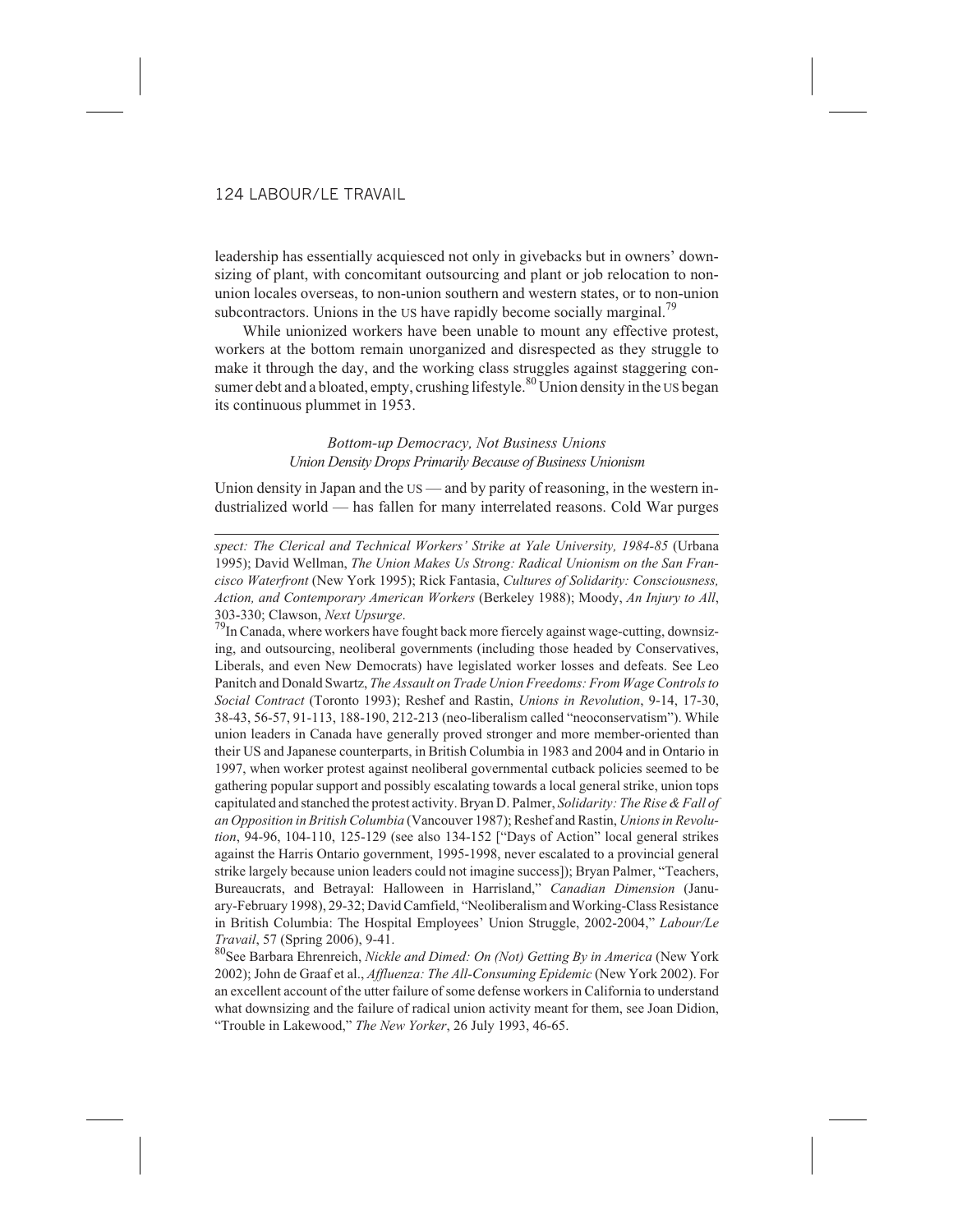leadership has essentially acquiesced not only in givebacks but in owners' downsizing of plant, with concomitant outsourcing and plant or job relocation to non-union locales overseas, to non-union southern and western states, or to non-union subcontractors. Unions in the US have rapidly become socially marginal.[79]

While unionized workers have been unable to mount any effective protest, workers at the bottom remain unorganized and disrespected as they struggle to make it through the day, and the working class struggles against staggering consumer debt and a bloated, empty, crushing lifestyle.[80] Union density in the US began its continuous plummet in 1953.

### *Bottom-up Democracy, Not Business Unions*
### *Union Density Drops Primarily Because of Business Unionism*

Union density in Japan and the US — and by parity of reasoning, in the western industrialized world — has fallen for many interrelated reasons. Cold War purges

---

*spect: The Clerical and Technical Workers' Strike at Yale University, 1984-85* (Urbana 1995); David Wellman, *The Union Makes Us Strong: Radical Unionism on the San Francisco Waterfront* (New York 1995); Rick Fantasia, *Cultures of Solidarity: Consciousness, Action, and Contemporary American Workers* (Berkeley 1988); Moody, *An Injury to All*, 303-330; Clawson, *Next Upsurge*.

[79]In Canada, where workers have fought back more fiercely against wage-cutting, downsizing, and outsourcing, neoliberal governments (including those headed by Conservatives, Liberals, and even New Democrats) have legislated worker losses and defeats. See Leo Panitch and Donald Swartz, *The Assault on Trade Union Freedoms: From Wage Controls to Social Contract* (Toronto 1993); Reshef and Rastin, *Unions in Revolution*, 9-14, 17-30, 38-43, 56-57, 91-113, 188-190, 212-213 (neo-liberalism called "neoconservatism"). While union leaders in Canada have generally proved stronger and more member-oriented than their US and Japanese counterparts, in British Columbia in 1983 and 2004 and in Ontario in 1997, when worker protest against neoliberal governmental cutback policies seemed to be gathering popular support and possibly escalating towards a local general strike, union tops capitulated and stanched the protest activity. Bryan D. Palmer, *Solidarity: The Rise & Fall of an Opposition in British Columbia* (Vancouver 1987); Reshef and Rastin, *Unions in Revolution*, 94-96, 104-110, 125-129 (see also 134-152 ["Days of Action" local general strikes against the Harris Ontario government, 1995-1998, never escalated to a provincial general strike largely because union leaders could not imagine success]); Bryan Palmer, "Teachers, Bureaucrats, and Betrayal: Halloween in Harrisland," *Canadian Dimension* (January-February 1998), 29-32; David Camfield, "Neoliberalism and Working-Class Resistance in British Columbia: The Hospital Employees' Union Struggle, 2002-2004," *Labour/Le Travail*, 57 (Spring 2006), 9-41.

[80]See Barbara Ehrenreich, *Nickle and Dimed: On (Not) Getting By in America* (New York 2002); John de Graaf et al., *Affluenza: The All-Consuming Epidemic* (New York 2002). For an excellent account of the utter failure of some defense workers in California to understand what downsizing and the failure of radical union activity meant for them, see Joan Didion, "Trouble in Lakewood," *The New Yorker*, 26 July 1993, 46-65.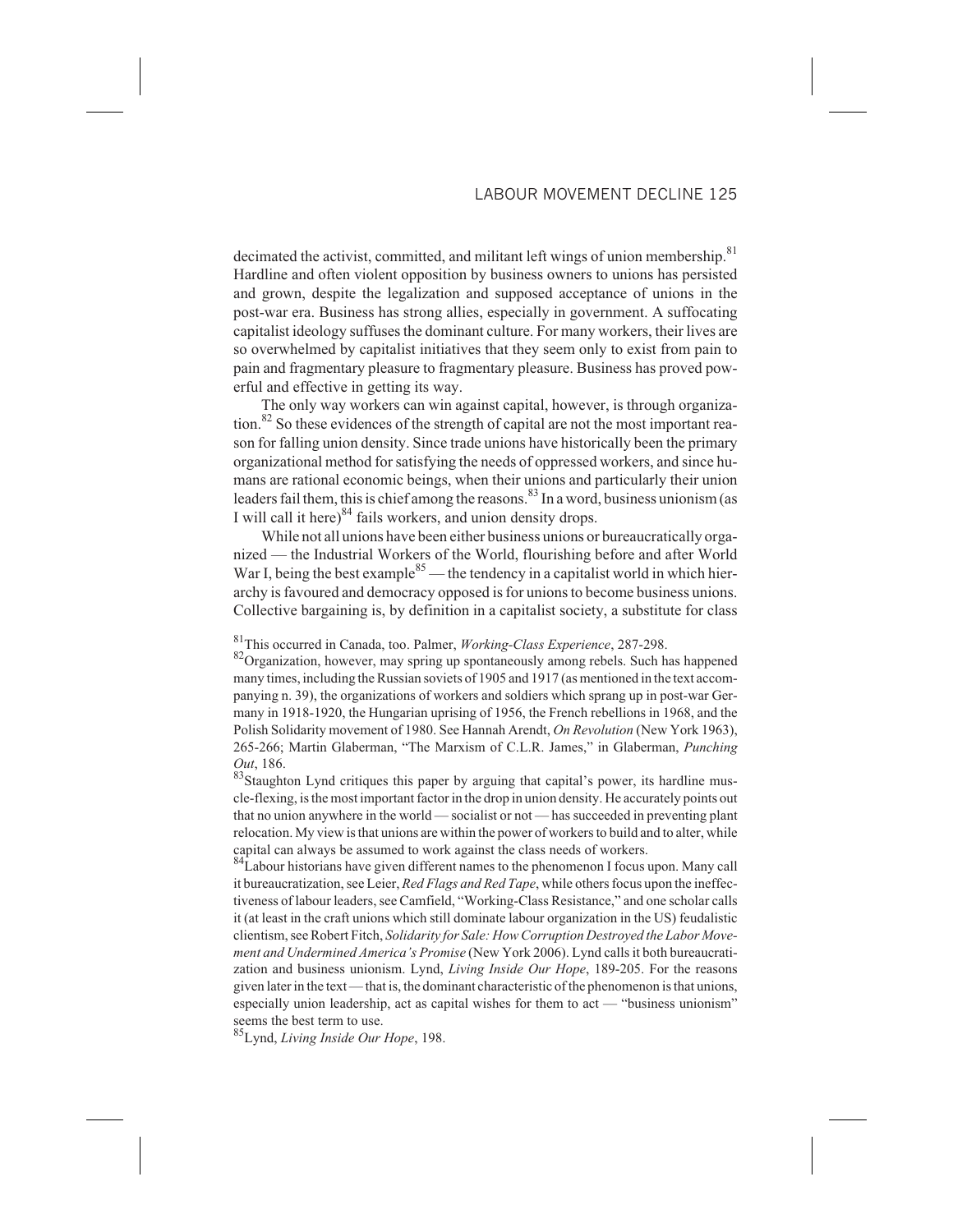decimated the activist, committed, and militant left wings of union membership.[81] Hardline and often violent opposition by business owners to unions has persisted and grown, despite the legalization and supposed acceptance of unions in the post-war era. Business has strong allies, especially in government. A suffocating capitalist ideology suffuses the dominant culture. For many workers, their lives are so overwhelmed by capitalist initiatives that they seem only to exist from pain to pain and fragmentary pleasure to fragmentary pleasure. Business has proved powerful and effective in getting its way.

The only way workers can win against capital, however, is through organization.[82] So these evidences of the strength of capital are not the most important reason for falling union density. Since trade unions have historically been the primary organizational method for satisfying the needs of oppressed workers, and since humans are rational economic beings, when their unions and particularly their union leaders fail them, this is chief among the reasons.[83] In a word, business unionism (as I will call it here)[84] fails workers, and union density drops.

While not all unions have been either business unions or bureaucratically organized — the Industrial Workers of the World, flourishing before and after World War I, being the best example[85] — the tendency in a capitalist world in which hierarchy is favoured and democracy opposed is for unions to become business unions. Collective bargaining is, by definition in a capitalist society, a substitute for class

[81]This occurred in Canada, too. Palmer, *Working-Class Experience*, 287-298.

[82]Organization, however, may spring up spontaneously among rebels. Such has happened many times, including the Russian soviets of 1905 and 1917 (as mentioned in the text accompanying n. 39), the organizations of workers and soldiers which sprang up in post-war Germany in 1918-1920, the Hungarian uprising of 1956, the French rebellions in 1968, and the Polish Solidarity movement of 1980. See Hannah Arendt, *On Revolution* (New York 1963), 265-266; Martin Glaberman, "The Marxism of C.L.R. James," in Glaberman, *Punching Out*, 186.

[83]Staughton Lynd critiques this paper by arguing that capital's power, its hardline muscle-flexing, is the most important factor in the drop in union density. He accurately points out that no union anywhere in the world — socialist or not — has succeeded in preventing plant relocation. My view is that unions are within the power of workers to build and to alter, while capital can always be assumed to work against the class needs of workers.

[84]Labour historians have given different names to the phenomenon I focus upon. Many call it bureaucratization, see Leier, *Red Flags and Red Tape*, while others focus upon the ineffectiveness of labour leaders, see Camfield, "Working-Class Resistance," and one scholar calls it (at least in the craft unions which still dominate labour organization in the US) feudalistic clientism, see Robert Fitch, *Solidarity for Sale: How Corruption Destroyed the Labor Movement and Undermined America's Promise* (New York 2006). Lynd calls it both bureaucratization and business unionism. Lynd, *Living Inside Our Hope*, 189-205. For the reasons given later in the text — that is, the dominant characteristic of the phenomenon is that unions, especially union leadership, act as capital wishes for them to act — "business unionism" seems the best term to use.

[85]Lynd, *Living Inside Our Hope*, 198.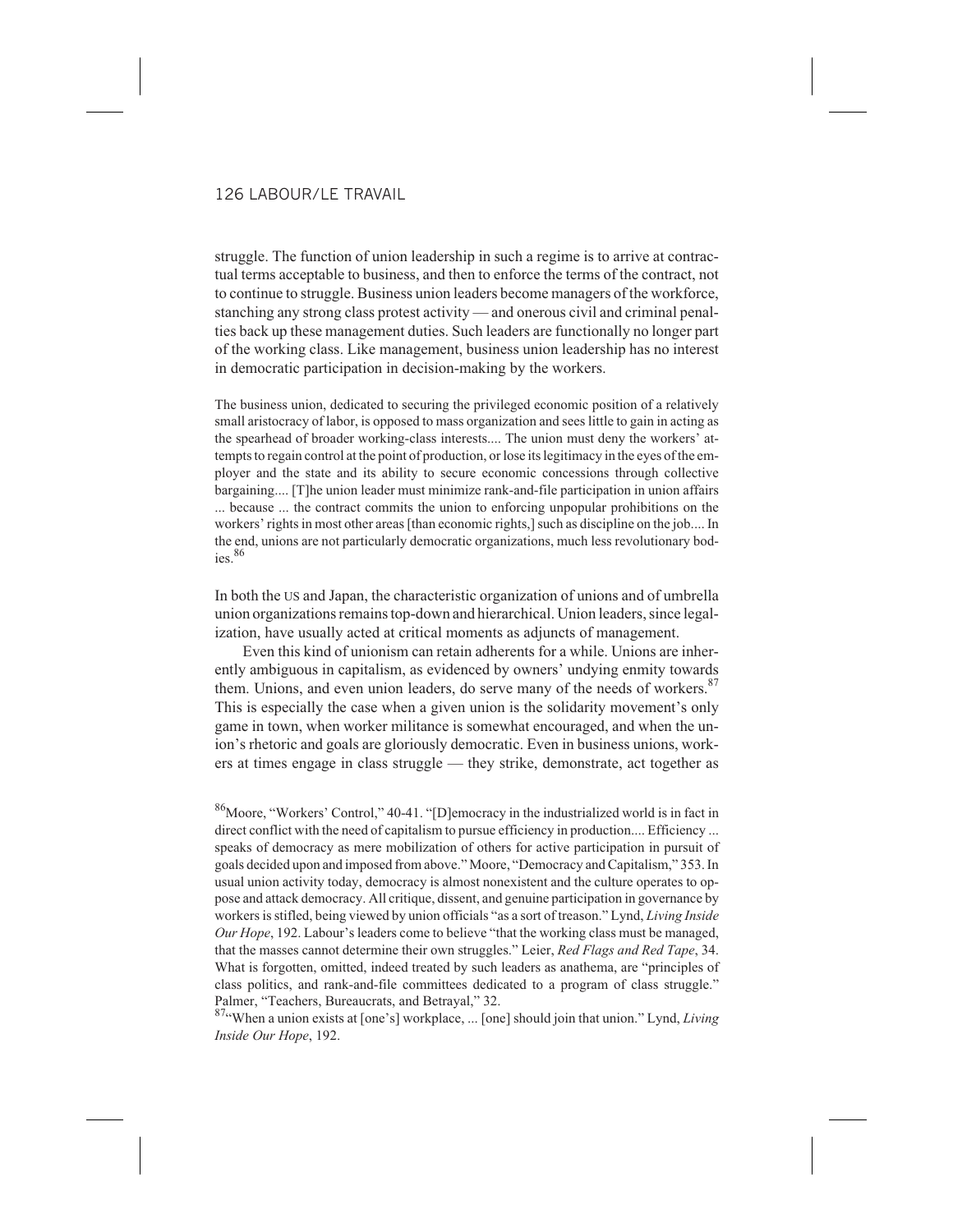struggle. The function of union leadership in such a regime is to arrive at contractual terms acceptable to business, and then to enforce the terms of the contract, not to continue to struggle. Business union leaders become managers of the workforce, stanching any strong class protest activity — and onerous civil and criminal penalties back up these management duties. Such leaders are functionally no longer part of the working class. Like management, business union leadership has no interest in democratic participation in decision-making by the workers.

> The business union, dedicated to securing the privileged economic position of a relatively small aristocracy of labor, is opposed to mass organization and sees little to gain in acting as the spearhead of broader working-class interests.... The union must deny the workers' attempts to regain control at the point of production, or lose its legitimacy in the eyes of the employer and the state and its ability to secure economic concessions through collective bargaining.... [T]he union leader must minimize rank-and-file participation in union affairs ... because ... the contract commits the union to enforcing unpopular prohibitions on the workers' rights in most other areas [than economic rights,] such as discipline on the job.... In the end, unions are not particularly democratic organizations, much less revolutionary bodies.[86]

In both the US and Japan, the characteristic organization of unions and of umbrella union organizations remains top-down and hierarchical. Union leaders, since legalization, have usually acted at critical moments as adjuncts of management.

Even this kind of unionism can retain adherents for a while. Unions are inherently ambiguous in capitalism, as evidenced by owners' undying enmity towards them. Unions, and even union leaders, do serve many of the needs of workers.[87] This is especially the case when a given union is the solidarity movement's only game in town, when worker militance is somewhat encouraged, and when the union's rhetoric and goals are gloriously democratic. Even in business unions, workers at times engage in class struggle — they strike, demonstrate, act together as

[86]Moore, "Workers' Control," 40-41. "[D]emocracy in the industrialized world is in fact in direct conflict with the need of capitalism to pursue efficiency in production.... Efficiency ... speaks of democracy as mere mobilization of others for active participation in pursuit of goals decided upon and imposed from above." Moore, "Democracy and Capitalism," 353. In usual union activity today, democracy is almost nonexistent and the culture operates to oppose and attack democracy. All critique, dissent, and genuine participation in governance by workers is stifled, being viewed by union officials "as a sort of treason." Lynd, *Living Inside Our Hope*, 192. Labour's leaders come to believe "that the working class must be managed, that the masses cannot determine their own struggles." Leier, *Red Flags and Red Tape*, 34. What is forgotten, omitted, indeed treated by such leaders as anathema, are "principles of class politics, and rank-and-file committees dedicated to a program of class struggle." Palmer, "Teachers, Bureaucrats, and Betrayal," 32.

[87]"When a union exists at [one's] workplace, ... [one] should join that union." Lynd, *Living Inside Our Hope*, 192.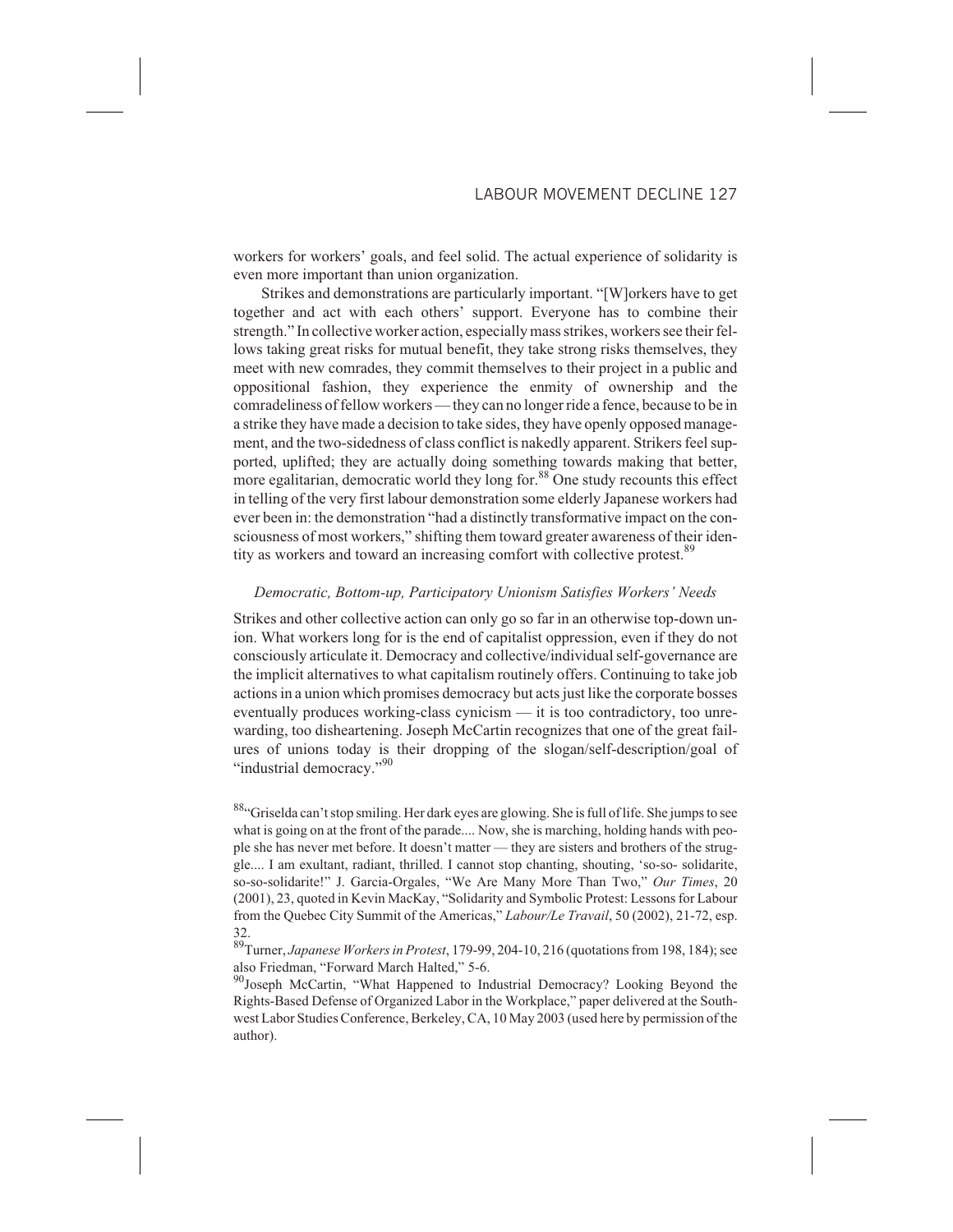workers for workers' goals, and feel solid. The actual experience of solidarity is even more important than union organization.

Strikes and demonstrations are particularly important. "[W]orkers have to get together and act with each others' support. Everyone has to combine their strength." In collective worker action, especially mass strikes, workers see their fellows taking great risks for mutual benefit, they take strong risks themselves, they meet with new comrades, they commit themselves to their project in a public and oppositional fashion, they experience the enmity of ownership and the comradeliness of fellow workers — they can no longer ride a fence, because to be in a strike they have made a decision to take sides, they have openly opposed management, and the two-sidedness of class conflict is nakedly apparent. Strikers feel supported, uplifted; they are actually doing something towards making that better, more egalitarian, democratic world they long for.[88] One study recounts this effect in telling of the very first labour demonstration some elderly Japanese workers had ever been in: the demonstration "had a distinctly transformative impact on the consciousness of most workers," shifting them toward greater awareness of their identity as workers and toward an increasing comfort with collective protest.[89]

### *Democratic, Bottom-up, Participatory Unionism Satisfies Workers' Needs*

Strikes and other collective action can only go so far in an otherwise top-down union. What workers long for is the end of capitalist oppression, even if they do not consciously articulate it. Democracy and collective/individual self-governance are the implicit alternatives to what capitalism routinely offers. Continuing to take job actions in a union which promises democracy but acts just like the corporate bosses eventually produces working-class cynicism — it is too contradictory, too unrewarding, too disheartening. Joseph McCartin recognizes that one of the great failures of unions today is their dropping of the slogan/self-description/goal of "industrial democracy."[90]

[88]"Griselda can't stop smiling. Her dark eyes are glowing. She is full of life. She jumps to see what is going on at the front of the parade.... Now, she is marching, holding hands with people she has never met before. It doesn't matter — they are sisters and brothers of the struggle.... I am exultant, radiant, thrilled. I cannot stop chanting, shouting, 'so-so- solidarite, so-so-solidarite!" J. Garcia-Orgales, "We Are Many More Than Two," *Our Times*, 20 (2001), 23, quoted in Kevin MacKay, "Solidarity and Symbolic Protest: Lessons for Labour from the Quebec City Summit of the Americas," *Labour/Le Travail*, 50 (2002), 21-72, esp. 32.

[89]Turner, *Japanese Workers in Protest*, 179-99, 204-10, 216 (quotations from 198, 184); see also Friedman, "Forward March Halted," 5-6.

[90]Joseph McCartin, "What Happened to Industrial Democracy? Looking Beyond the Rights-Based Defense of Organized Labor in the Workplace," paper delivered at the Southwest Labor Studies Conference, Berkeley, CA, 10 May 2003 (used here by permission of the author).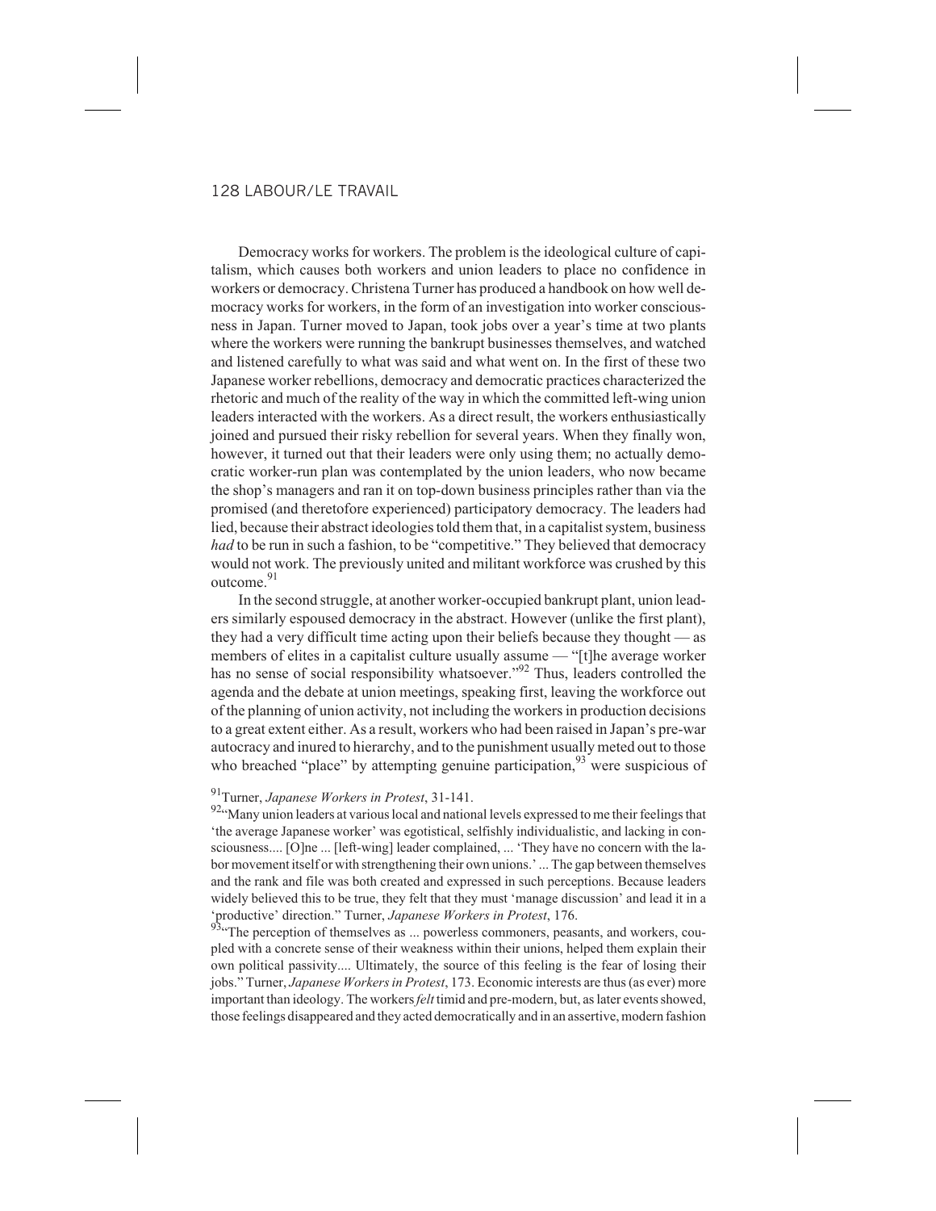Democracy works for workers. The problem is the ideological culture of capitalism, which causes both workers and union leaders to place no confidence in workers or democracy. Christena Turner has produced a handbook on how well democracy works for workers, in the form of an investigation into worker consciousness in Japan. Turner moved to Japan, took jobs over a year's time at two plants where the workers were running the bankrupt businesses themselves, and watched and listened carefully to what was said and what went on. In the first of these two Japanese worker rebellions, democracy and democratic practices characterized the rhetoric and much of the reality of the way in which the committed left-wing union leaders interacted with the workers. As a direct result, the workers enthusiastically joined and pursued their risky rebellion for several years. When they finally won, however, it turned out that their leaders were only using them; no actually democratic worker-run plan was contemplated by the union leaders, who now became the shop's managers and ran it on top-down business principles rather than via the promised (and theretofore experienced) participatory democracy. The leaders had lied, because their abstract ideologies told them that, in a capitalist system, business *had* to be run in such a fashion, to be "competitive." They believed that democracy would not work. The previously united and militant workforce was crushed by this outcome.[91]

In the second struggle, at another worker-occupied bankrupt plant, union leaders similarly espoused democracy in the abstract. However (unlike the first plant), they had a very difficult time acting upon their beliefs because they thought — as members of elites in a capitalist culture usually assume — "[t]he average worker has no sense of social responsibility whatsoever."[92] Thus, leaders controlled the agenda and the debate at union meetings, speaking first, leaving the workforce out of the planning of union activity, not including the workers in production decisions to a great extent either. As a result, workers who had been raised in Japan's pre-war autocracy and inured to hierarchy, and to the punishment usually meted out to those who breached "place" by attempting genuine participation,[93] were suspicious of

[91] Turner, *Japanese Workers in Protest*, 31-141.

[92] "Many union leaders at various local and national levels expressed to me their feelings that 'the average Japanese worker' was egotistical, selfishly individualistic, and lacking in consciousness.... [O]ne ... [left-wing] leader complained, ... 'They have no concern with the labor movement itself or with strengthening their own unions.' ... The gap between themselves and the rank and file was both created and expressed in such perceptions. Because leaders widely believed this to be true, they felt that they must 'manage discussion' and lead it in a 'productive' direction." Turner, *Japanese Workers in Protest*, 176.

[93] "The perception of themselves as ... powerless commoners, peasants, and workers, coupled with a concrete sense of their weakness within their unions, helped them explain their own political passivity.... Ultimately, the source of this feeling is the fear of losing their jobs." Turner, *Japanese Workers in Protest*, 173. Economic interests are thus (as ever) more important than ideology. The workers *felt* timid and pre-modern, but, as later events showed, those feelings disappeared and they acted democratically and in an assertive, modern fashion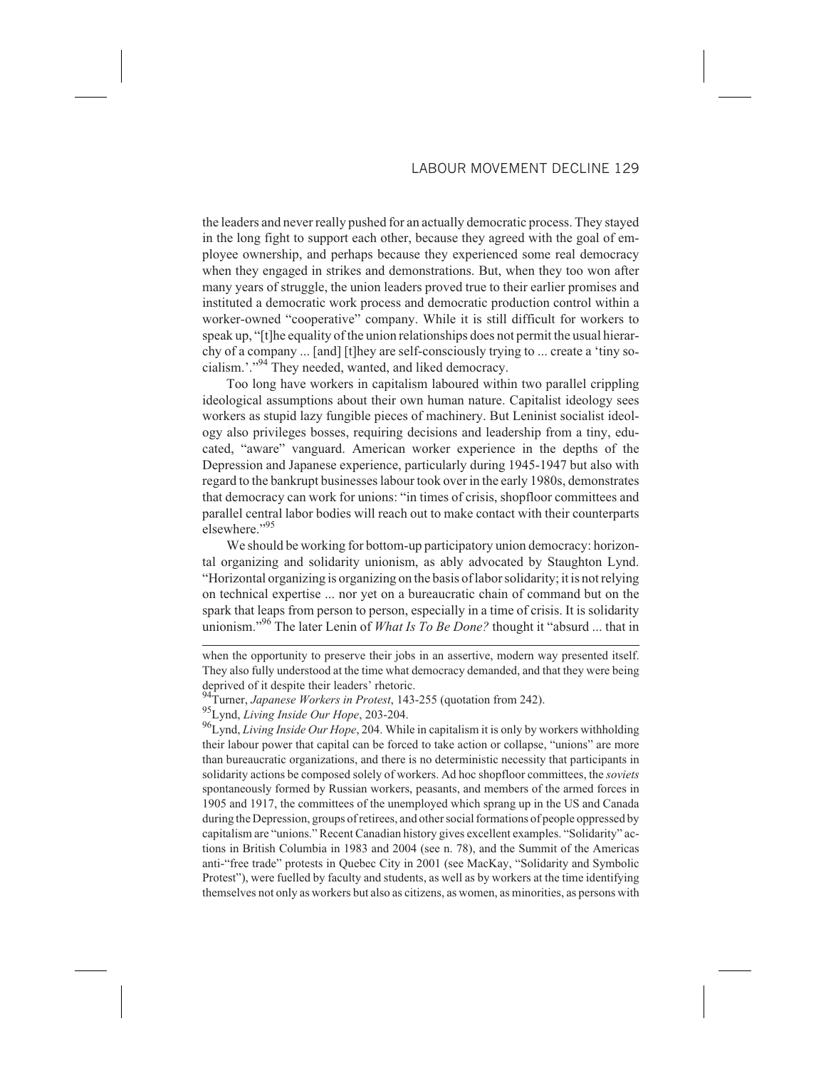the leaders and never really pushed for an actually democratic process. They stayed in the long fight to support each other, because they agreed with the goal of employee ownership, and perhaps because they experienced some real democracy when they engaged in strikes and demonstrations. But, when they too won after many years of struggle, the union leaders proved true to their earlier promises and instituted a democratic work process and democratic production control within a worker-owned "cooperative" company. While it is still difficult for workers to speak up, "[t]he equality of the union relationships does not permit the usual hierarchy of a company ... [and] [t]hey are self-consciously trying to ... create a 'tiny socialism.'."[94] They needed, wanted, and liked democracy.

Too long have workers in capitalism laboured within two parallel crippling ideological assumptions about their own human nature. Capitalist ideology sees workers as stupid lazy fungible pieces of machinery. But Leninist socialist ideology also privileges bosses, requiring decisions and leadership from a tiny, educated, "aware" vanguard. American worker experience in the depths of the Depression and Japanese experience, particularly during 1945-1947 but also with regard to the bankrupt businesses labour took over in the early 1980s, demonstrates that democracy can work for unions: "in times of crisis, shopfloor committees and parallel central labor bodies will reach out to make contact with their counterparts elsewhere."[95]

We should be working for bottom-up participatory union democracy: horizontal organizing and solidarity unionism, as ably advocated by Staughton Lynd. "Horizontal organizing is organizing on the basis of labor solidarity; it is not relying on technical expertise ... nor yet on a bureaucratic chain of command but on the spark that leaps from person to person, especially in a time of crisis. It is solidarity unionism."[96] The later Lenin of *What Is To Be Done?* thought it "absurd ... that in

---

when the opportunity to preserve their jobs in an assertive, modern way presented itself. They also fully understood at the time what democracy demanded, and that they were being deprived of it despite their leaders' rhetoric.

[94]Turner, *Japanese Workers in Protest*, 143-255 (quotation from 242).

[95]Lynd, *Living Inside Our Hope*, 203-204.

[96]Lynd, *Living Inside Our Hope*, 204. While in capitalism it is only by workers withholding their labour power that capital can be forced to take action or collapse, "unions" are more than bureaucratic organizations, and there is no deterministic necessity that participants in solidarity actions be composed solely of workers. Ad hoc shopfloor committees, the *soviets* spontaneously formed by Russian workers, peasants, and members of the armed forces in 1905 and 1917, the committees of the unemployed which sprang up in the US and Canada during the Depression, groups of retirees, and other social formations of people oppressed by capitalism are "unions." Recent Canadian history gives excellent examples. "Solidarity" actions in British Columbia in 1983 and 2004 (see n. 78), and the Summit of the Americas anti-"free trade" protests in Quebec City in 2001 (see MacKay, "Solidarity and Symbolic Protest"), were fuelled by faculty and students, as well as by workers at the time identifying themselves not only as workers but also as citizens, as women, as minorities, as persons with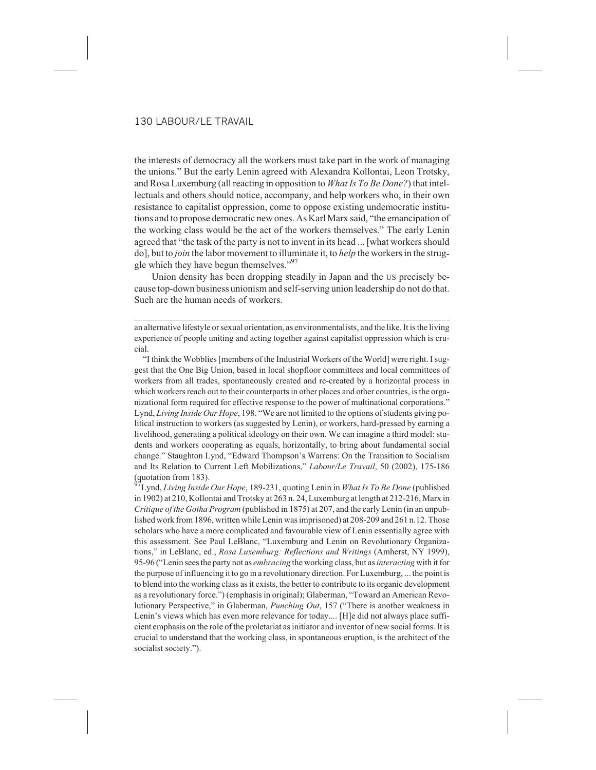the interests of democracy all the workers must take part in the work of managing the unions." But the early Lenin agreed with Alexandra Kollontai, Leon Trotsky, and Rosa Luxemburg (all reacting in opposition to *What Is To Be Done?*) that intellectuals and others should notice, accompany, and help workers who, in their own resistance to capitalist oppression, come to oppose existing undemocratic institutions and to propose democratic new ones. As Karl Marx said, "the emancipation of the working class would be the act of the workers themselves." The early Lenin agreed that "the task of the party is not to invent in its head ... [what workers should do], but to *join* the labor movement to illuminate it, to *help* the workers in the struggle which they have begun themselves."[97]

Union density has been dropping steadily in Japan and the US precisely because top-down business unionism and self-serving union leadership do not do that. Such are the human needs of workers.

---

an alternative lifestyle or sexual orientation, as environmentalists, and the like. It is the living experience of people uniting and acting together against capitalist oppression which is crucial.

"I think the Wobblies [members of the Industrial Workers of the World] were right. I suggest that the One Big Union, based in local shopfloor committees and local committees of workers from all trades, spontaneously created and re-created by a horizontal process in which workers reach out to their counterparts in other places and other countries, is the organizational form required for effective response to the power of multinational corporations." Lynd, *Living Inside Our Hope*, 198. "We are not limited to the options of students giving political instruction to workers (as suggested by Lenin), or workers, hard-pressed by earning a livelihood, generating a political ideology on their own. We can imagine a third model: students and workers cooperating as equals, horizontally, to bring about fundamental social change." Staughton Lynd, "Edward Thompson's Warrens: On the Transition to Socialism and Its Relation to Current Left Mobilizations," *Labour/Le Travail*, 50 (2002), 175-186 (quotation from 183).

[97] Lynd, *Living Inside Our Hope*, 189-231, quoting Lenin in *What Is To Be Done* (published in 1902) at 210, Kollontai and Trotsky at 263 n. 24, Luxemburg at length at 212-216, Marx in *Critique of the Gotha Program* (published in 1875) at 207, and the early Lenin (in an unpublished work from 1896, written while Lenin was imprisoned) at 208-209 and 261 n.12. Those scholars who have a more complicated and favourable view of Lenin essentially agree with this assessment. See Paul LeBlanc, "Luxemburg and Lenin on Revolutionary Organizations," in LeBlanc, ed., *Rosa Luxemburg: Reflections and Writings* (Amherst, NY 1999), 95-96 ("Lenin sees the party not as *embracing* the working class, but as *interacting* with it for the purpose of influencing it to go in a revolutionary direction. For Luxemburg, ... the point is to blend into the working class as it exists, the better to contribute to its organic development as a revolutionary force.") (emphasis in original); Glaberman, "Toward an American Revolutionary Perspective," in Glaberman, *Punching Out*, 157 ("There is another weakness in Lenin's views which has even more relevance for today.... [H]e did not always place sufficient emphasis on the role of the proletariat as initiator and inventor of new social forms. It is crucial to understand that the working class, in spontaneous eruption, is the architect of the socialist society.").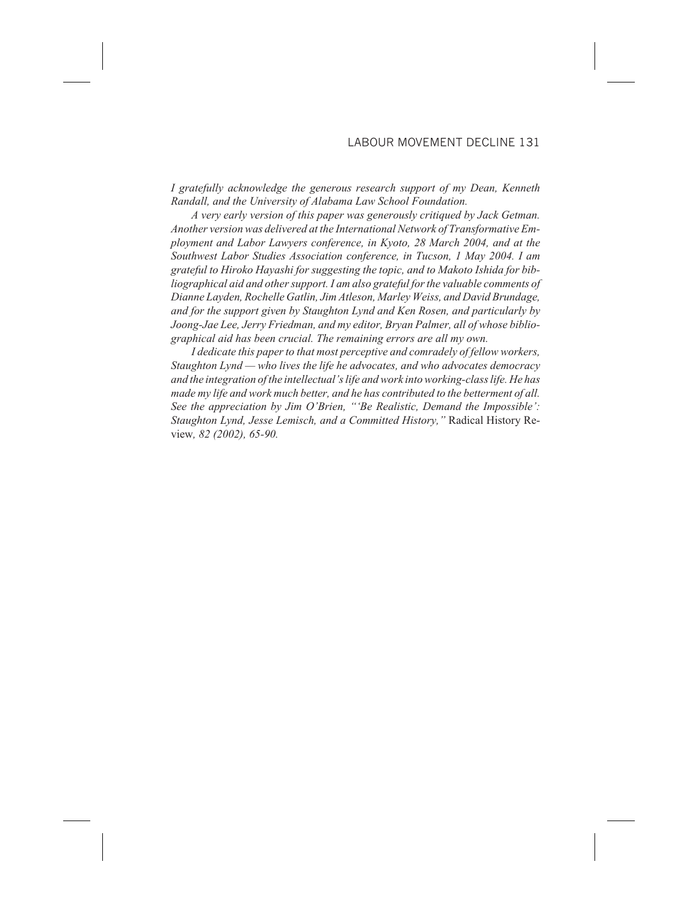*I gratefully acknowledge the generous research support of my Dean, Kenneth Randall, and the University of Alabama Law School Foundation.*

*A very early version of this paper was generously critiqued by Jack Getman. Another version was delivered at the International Network of Transformative Employment and Labor Lawyers conference, in Kyoto, 28 March 2004, and at the Southwest Labor Studies Association conference, in Tucson, 1 May 2004. I am grateful to Hiroko Hayashi for suggesting the topic, and to Makoto Ishida for bibliographical aid and other support. I am also grateful for the valuable comments of Dianne Layden, Rochelle Gatlin, Jim Atleson, Marley Weiss, and David Brundage, and for the support given by Staughton Lynd and Ken Rosen, and particularly by Joong-Jae Lee, Jerry Friedman, and my editor, Bryan Palmer, all of whose bibliographical aid has been crucial. The remaining errors are all my own.*

*I dedicate this paper to that most perceptive and comradely of fellow workers, Staughton Lynd — who lives the life he advocates, and who advocates democracy and the integration of the intellectual's life and work into working-class life. He has made my life and work much better, and he has contributed to the betterment of all. See the appreciation by Jim O'Brien, "'Be Realistic, Demand the Impossible': Staughton Lynd, Jesse Lemisch, and a Committed History,"* Radical History Review*, 82 (2002), 65-90.*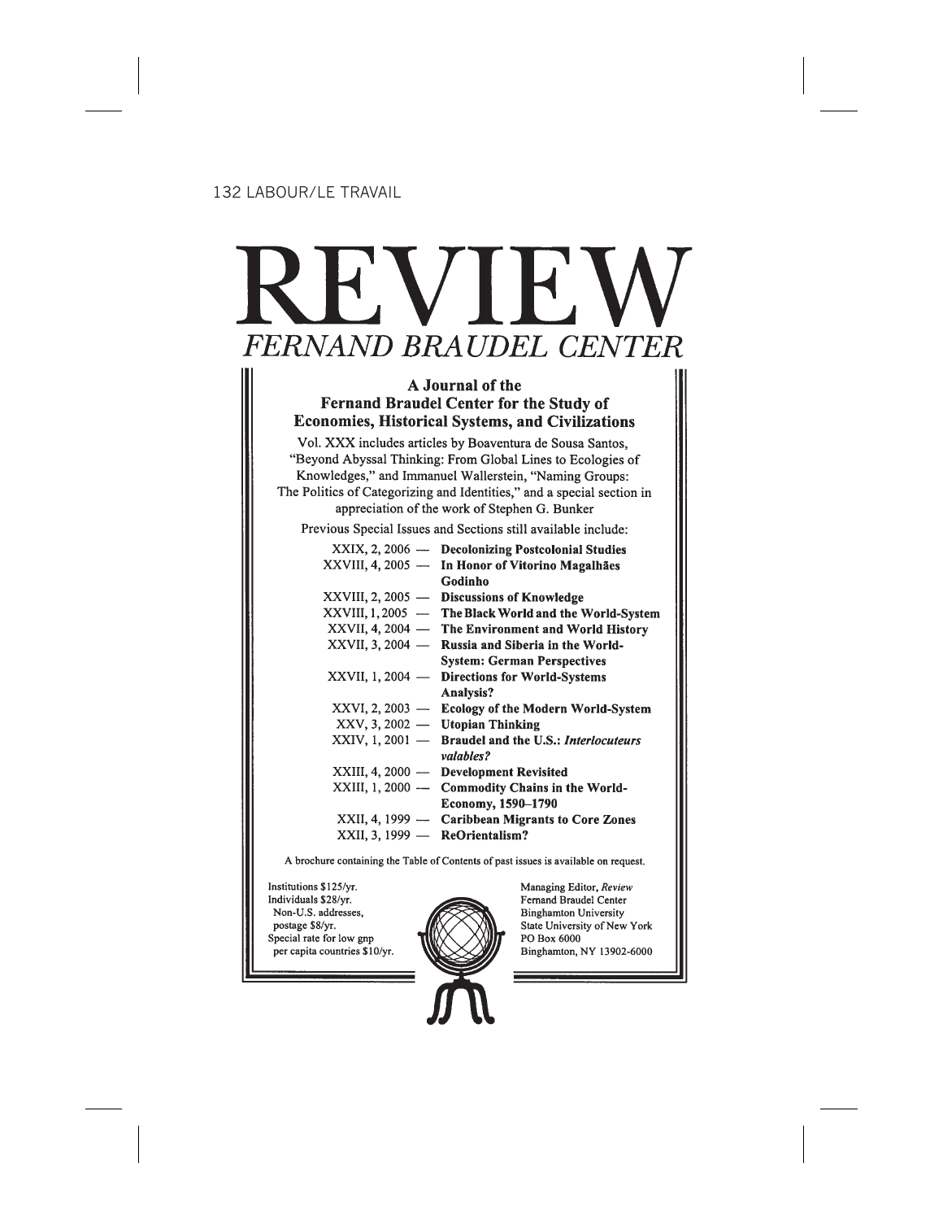# REVIEW

## *FERNAND BRAUDEL CENTER*

### A Journal of the Fernand Braudel Center for the Study of Economies, Historical Systems, and Civilizations

Vol. XXX includes articles by Boaventura de Sousa Santos, "Beyond Abyssal Thinking: From Global Lines to Ecologies of Knowledges," and Immanuel Wallerstein, "Naming Groups: The Politics of Categorizing and Identities," and a special section in appreciation of the work of Stephen G. Bunker

Previous Special Issues and Sections still available include:

XXIX, 2, 2006 — **Decolonizing Postcolonial Studies**
XXVIII, 4, 2005 — **In Honor of Vitorino Magalhães Godinho**
XXVIII, 2, 2005 — **Discussions of Knowledge**
XXVIII, 1, 2005 — **The Black World and the World-System**
XXVII, 4, 2004 — **The Environment and World History**
XXVII, 3, 2004 — **Russia and Siberia in the World-System: German Perspectives**
XXVII, 1, 2004 — **Directions for World-Systems Analysis?**
XXVI, 2, 2003 — **Ecology of the Modern World-System**
XXV, 3, 2002 — **Utopian Thinking**
XXIV, 1, 2001 — **Braudel and the U.S.: *Interlocuteurs valables?***
XXIII, 4, 2000 — **Development Revisited**
XXIII, 1, 2000 — **Commodity Chains in the World-Economy, 1590–1790**
XXII, 4, 1999 — **Caribbean Migrants to Core Zones**
XXII, 3, 1999 — **ReOrientalism?**

A brochure containing the Table of Contents of past issues is available on request.

Institutions $125/yr.
Individuals $28/yr.
Non-U.S. addresses, postage $8/yr.
Special rate for low gnp per capita countries $10/yr.

Managing Editor, *Review*
Fernand Braudel Center
Binghamton University
State University of New York
PO Box 6000
Binghamton, NY 13902-6000